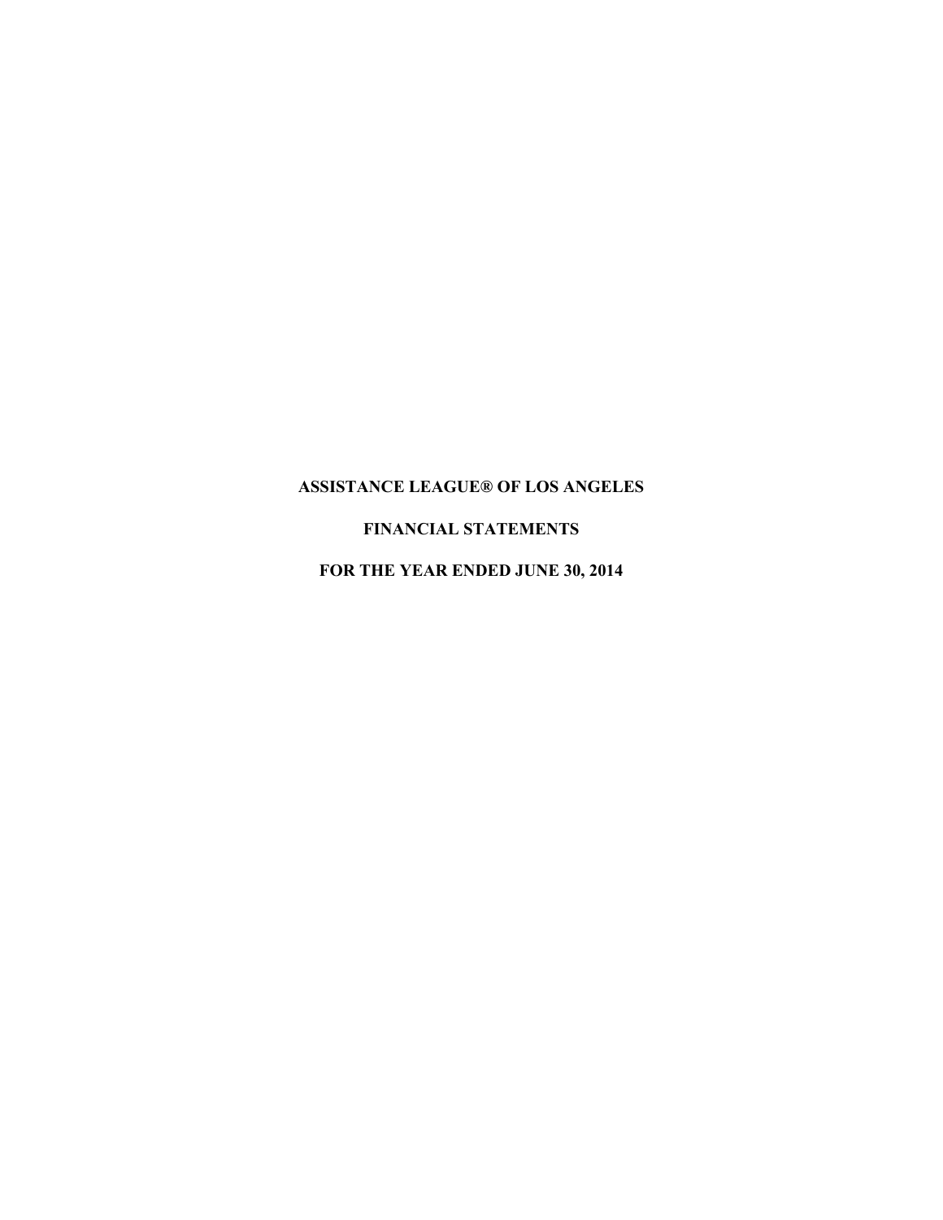# ASSISTANCE LEAGUE® OF LOS ANGELES

## FINANCIAL STATEMENTS

## FOR THE YEAR ENDED JUNE 30, 2014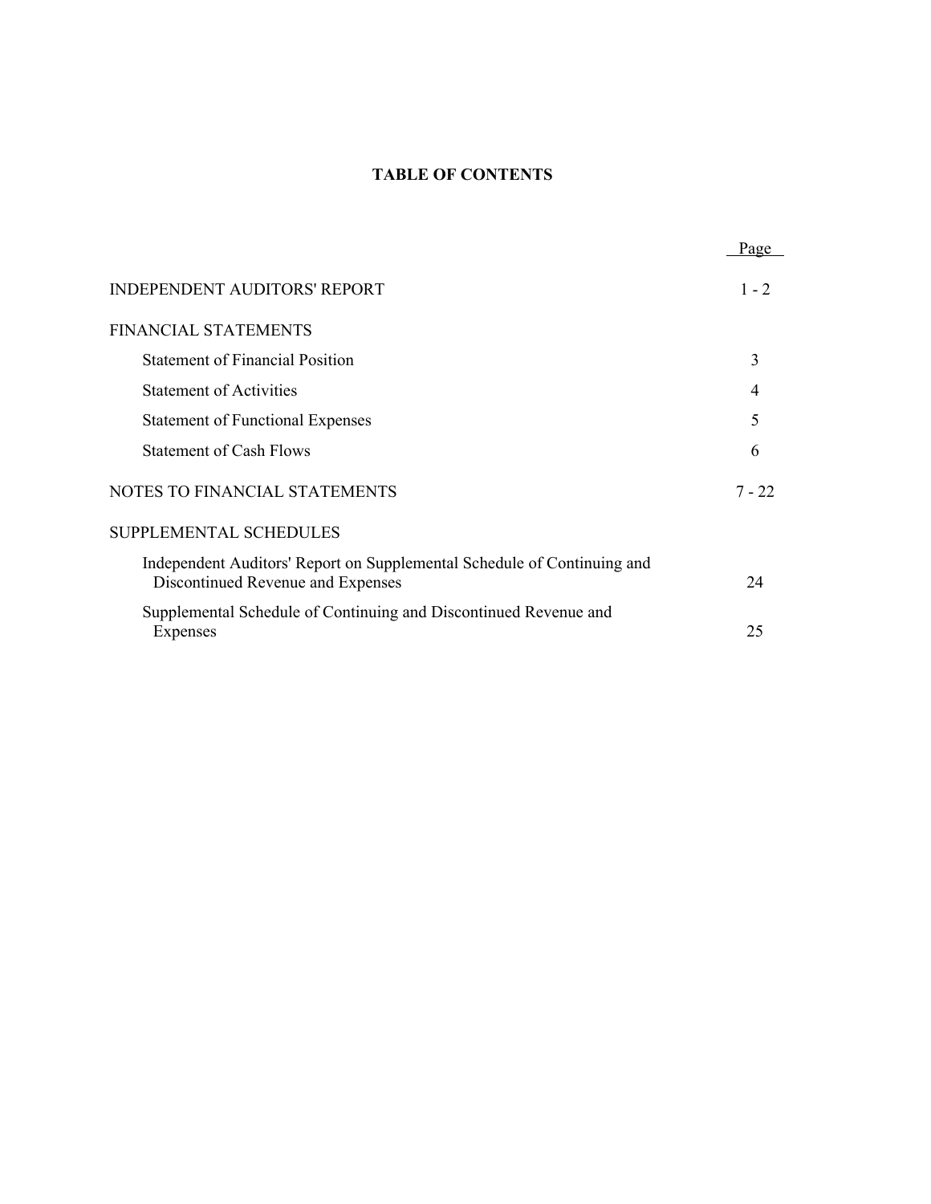# TABLE OF CONTENTS

| | Page |
|---|---|
| INDEPENDENT AUDITORS' REPORT | 1 - 2 |
| FINANCIAL STATEMENTS | |
| Statement of Financial Position | 3 |
| Statement of Activities | 4 |
| Statement of Functional Expenses | 5 |
| Statement of Cash Flows | 6 |
| NOTES TO FINANCIAL STATEMENTS | 7 - 22 |
| SUPPLEMENTAL SCHEDULES | |
| Independent Auditors' Report on Supplemental Schedule of Continuing and Discontinued Revenue and Expenses | 24 |
| Supplemental Schedule of Continuing and Discontinued Revenue and Expenses | 25 |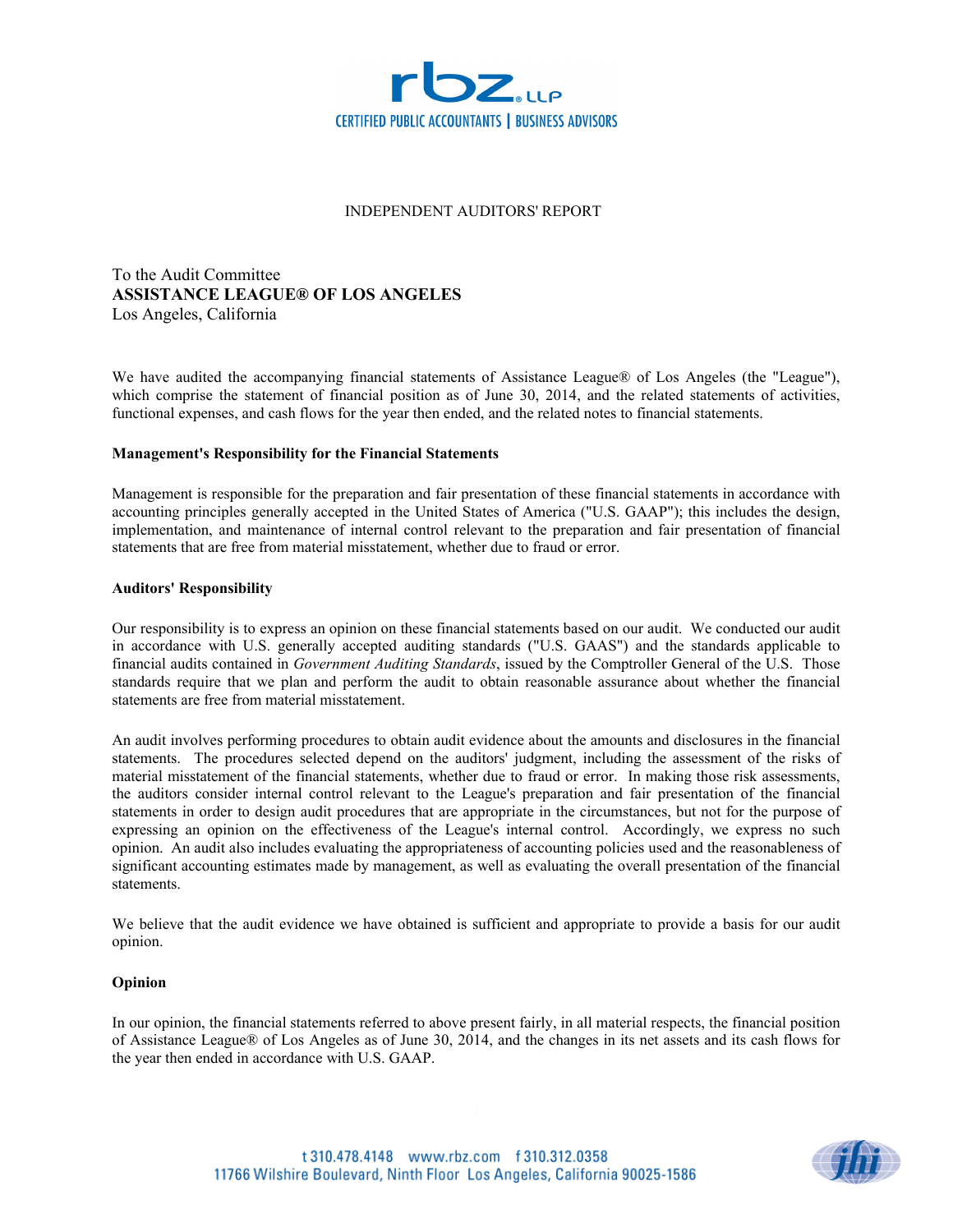rbz LLP
CERTIFIED PUBLIC ACCOUNTANTS | BUSINESS ADVISORS

# INDEPENDENT AUDITORS' REPORT

To the Audit Committee
**ASSISTANCE LEAGUE® OF LOS ANGELES**
Los Angeles, California

We have audited the accompanying financial statements of Assistance League® of Los Angeles (the "League"), which comprise the statement of financial position as of June 30, 2014, and the related statements of activities, functional expenses, and cash flows for the year then ended, and the related notes to financial statements.

**Management's Responsibility for the Financial Statements**

Management is responsible for the preparation and fair presentation of these financial statements in accordance with accounting principles generally accepted in the United States of America ("U.S. GAAP"); this includes the design, implementation, and maintenance of internal control relevant to the preparation and fair presentation of financial statements that are free from material misstatement, whether due to fraud or error.

**Auditors' Responsibility**

Our responsibility is to express an opinion on these financial statements based on our audit. We conducted our audit in accordance with U.S. generally accepted auditing standards ("U.S. GAAS") and the standards applicable to financial audits contained in *Government Auditing Standards*, issued by the Comptroller General of the U.S. Those standards require that we plan and perform the audit to obtain reasonable assurance about whether the financial statements are free from material misstatement.

An audit involves performing procedures to obtain audit evidence about the amounts and disclosures in the financial statements. The procedures selected depend on the auditors' judgment, including the assessment of the risks of material misstatement of the financial statements, whether due to fraud or error. In making those risk assessments, the auditors consider internal control relevant to the League's preparation and fair presentation of the financial statements in order to design audit procedures that are appropriate in the circumstances, but not for the purpose of expressing an opinion on the effectiveness of the League's internal control. Accordingly, we express no such opinion. An audit also includes evaluating the appropriateness of accounting policies used and the reasonableness of significant accounting estimates made by management, as well as evaluating the overall presentation of the financial statements.

We believe that the audit evidence we have obtained is sufficient and appropriate to provide a basis for our audit opinion.

**Opinion**

In our opinion, the financial statements referred to above present fairly, in all material respects, the financial position of Assistance League® of Los Angeles as of June 30, 2014, and the changes in its net assets and its cash flows for the year then ended in accordance with U.S. GAAP.

t 310.478.4148 www.rbz.com f 310.312.0358
11766 Wilshire Boulevard, Ninth Floor Los Angeles, California 90025-1586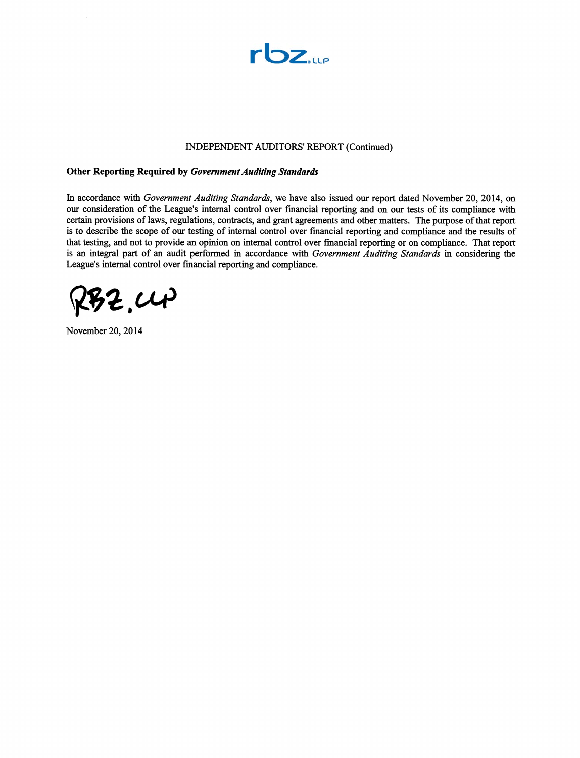rbz LLP

INDEPENDENT AUDITORS' REPORT (Continued)

**Other Reporting Required by *Government Auditing Standards***

In accordance with *Government Auditing Standards*, we have also issued our report dated November 20, 2014, on our consideration of the League's internal control over financial reporting and on our tests of its compliance with certain provisions of laws, regulations, contracts, and grant agreements and other matters. The purpose of that report is to describe the scope of our testing of internal control over financial reporting and compliance and the results of that testing, and not to provide an opinion on internal control over financial reporting or on compliance. That report is an integral part of an audit performed in accordance with *Government Auditing Standards* in considering the League's internal control over financial reporting and compliance.

RBZ, LLP

November 20, 2014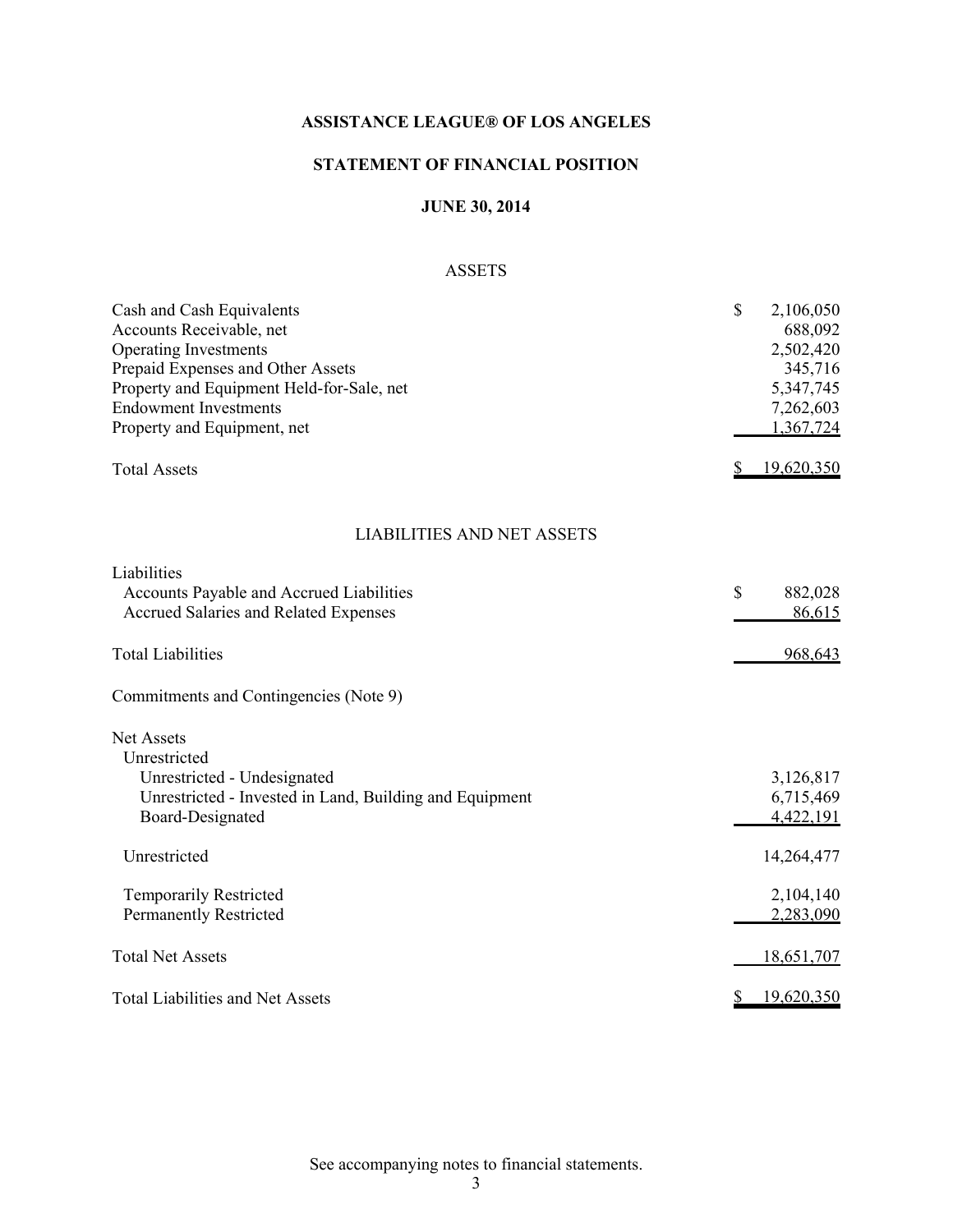# ASSISTANCE LEAGUE® OF LOS ANGELES

## STATEMENT OF FINANCIAL POSITION

### JUNE 30, 2014

| ASSETS | |
|---|---|
| Cash and Cash Equivalents | $ 2,106,050 |
| Accounts Receivable, net | 688,092 |
| Operating Investments | 2,502,420 |
| Prepaid Expenses and Other Assets | 345,716 |
| Property and Equipment Held-for-Sale, net | 5,347,745 |
| Endowment Investments | 7,262,603 |
| Property and Equipment, net | 1,367,724 |
| Total Assets | $ 19,620,350 |

| LIABILITIES AND NET ASSETS | |
|---|---|
| Liabilities | |
| Accounts Payable and Accrued Liabilities | $ 882,028 |
| Accrued Salaries and Related Expenses | 86,615 |
| Total Liabilities | 968,643 |
| Commitments and Contingencies (Note 9) | |
| Net Assets | |
| Unrestricted | |
| Unrestricted - Undesignated | 3,126,817 |
| Unrestricted - Invested in Land, Building and Equipment | 6,715,469 |
| Board-Designated | 4,422,191 |
| Unrestricted | 14,264,477 |
| Temporarily Restricted | 2,104,140 |
| Permanently Restricted | 2,283,090 |
| Total Net Assets | 18,651,707 |
| Total Liabilities and Net Assets | $ 19,620,350 |

See accompanying notes to financial statements.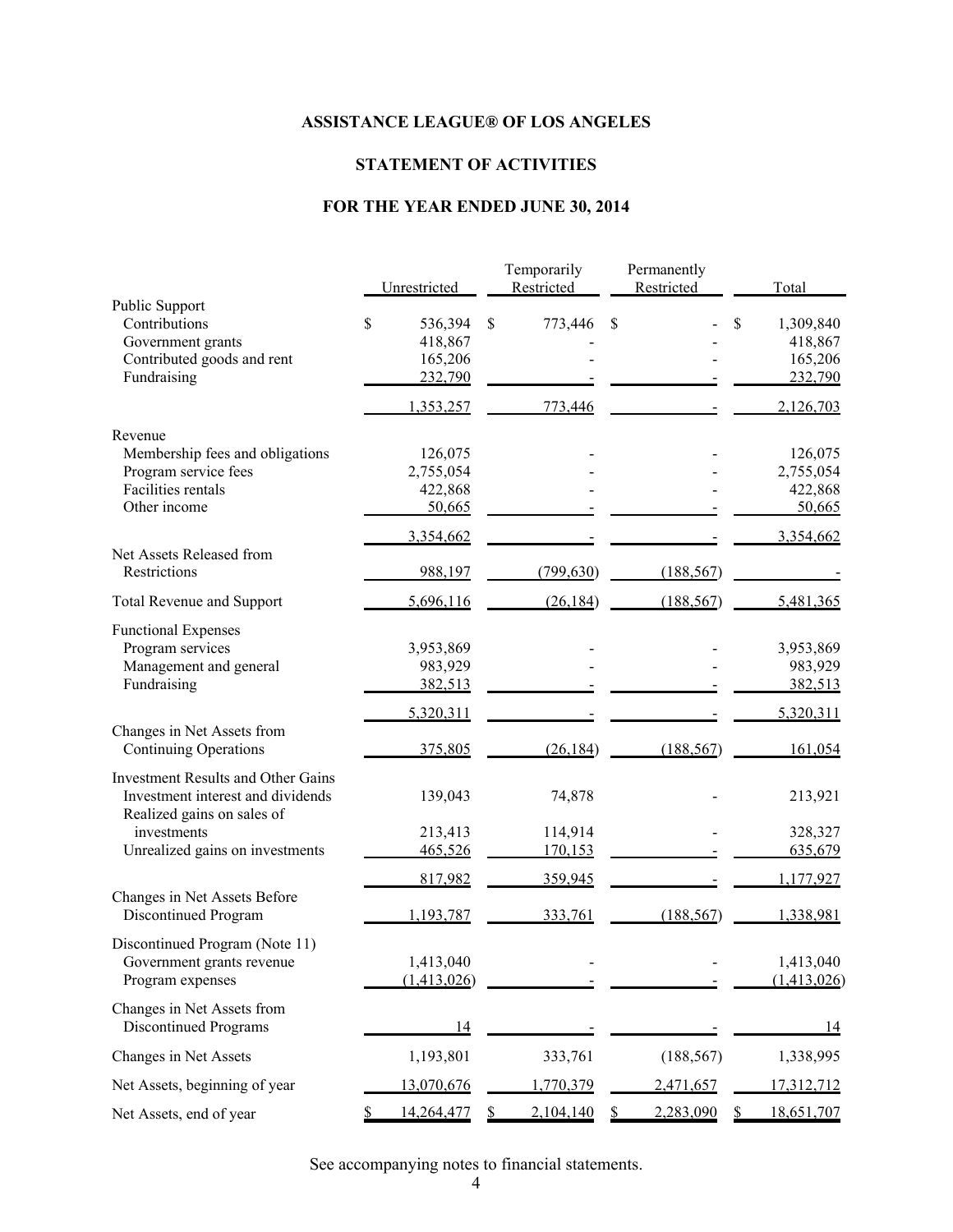# ASSISTANCE LEAGUE® OF LOS ANGELES

## STATEMENT OF ACTIVITIES

### FOR THE YEAR ENDED JUNE 30, 2014

| | Unrestricted | Temporarily Restricted | Permanently Restricted | Total |
|---|---|---|---|---|
| Public Support | | | | |
| Contributions | $ 536,394 | $ 773,446 | $ - | $ 1,309,840 |
| Government grants | 418,867 | - | - | 418,867 |
| Contributed goods and rent | 165,206 | - | - | 165,206 |
| Fundraising | 232,790 | - | - | 232,790 |
| | 1,353,257 | 773,446 | - | 2,126,703 |
| Revenue | | | | |
| Membership fees and obligations | 126,075 | - | - | 126,075 |
| Program service fees | 2,755,054 | - | - | 2,755,054 |
| Facilities rentals | 422,868 | - | - | 422,868 |
| Other income | 50,665 | - | - | 50,665 |
| | 3,354,662 | - | - | 3,354,662 |
| Net Assets Released from Restrictions | 988,197 | (799,630) | (188,567) | - |
| Total Revenue and Support | 5,696,116 | (26,184) | (188,567) | 5,481,365 |
| Functional Expenses | | | | |
| Program services | 3,953,869 | - | - | 3,953,869 |
| Management and general | 983,929 | - | - | 983,929 |
| Fundraising | 382,513 | - | - | 382,513 |
| | 5,320,311 | - | - | 5,320,311 |
| Changes in Net Assets from Continuing Operations | 375,805 | (26,184) | (188,567) | 161,054 |
| Investment Results and Other Gains | | | | |
| Investment interest and dividends | 139,043 | 74,878 | - | 213,921 |
| Realized gains on sales of investments | 213,413 | 114,914 | - | 328,327 |
| Unrealized gains on investments | 465,526 | 170,153 | - | 635,679 |
| | 817,982 | 359,945 | - | 1,177,927 |
| Changes in Net Assets Before Discontinued Program | 1,193,787 | 333,761 | (188,567) | 1,338,981 |
| Discontinued Program (Note 11) | | | | |
| Government grants revenue | 1,413,040 | - | - | 1,413,040 |
| Program expenses | (1,413,026) | - | - | (1,413,026) |
| Changes in Net Assets from Discontinued Programs | 14 | - | - | 14 |
| Changes in Net Assets | 1,193,801 | 333,761 | (188,567) | 1,338,995 |
| Net Assets, beginning of year | 13,070,676 | 1,770,379 | 2,471,657 | 17,312,712 |
| Net Assets, end of year | $ 14,264,477 | $ 2,104,140 | $ 2,283,090 | $ 18,651,707 |

See accompanying notes to financial statements.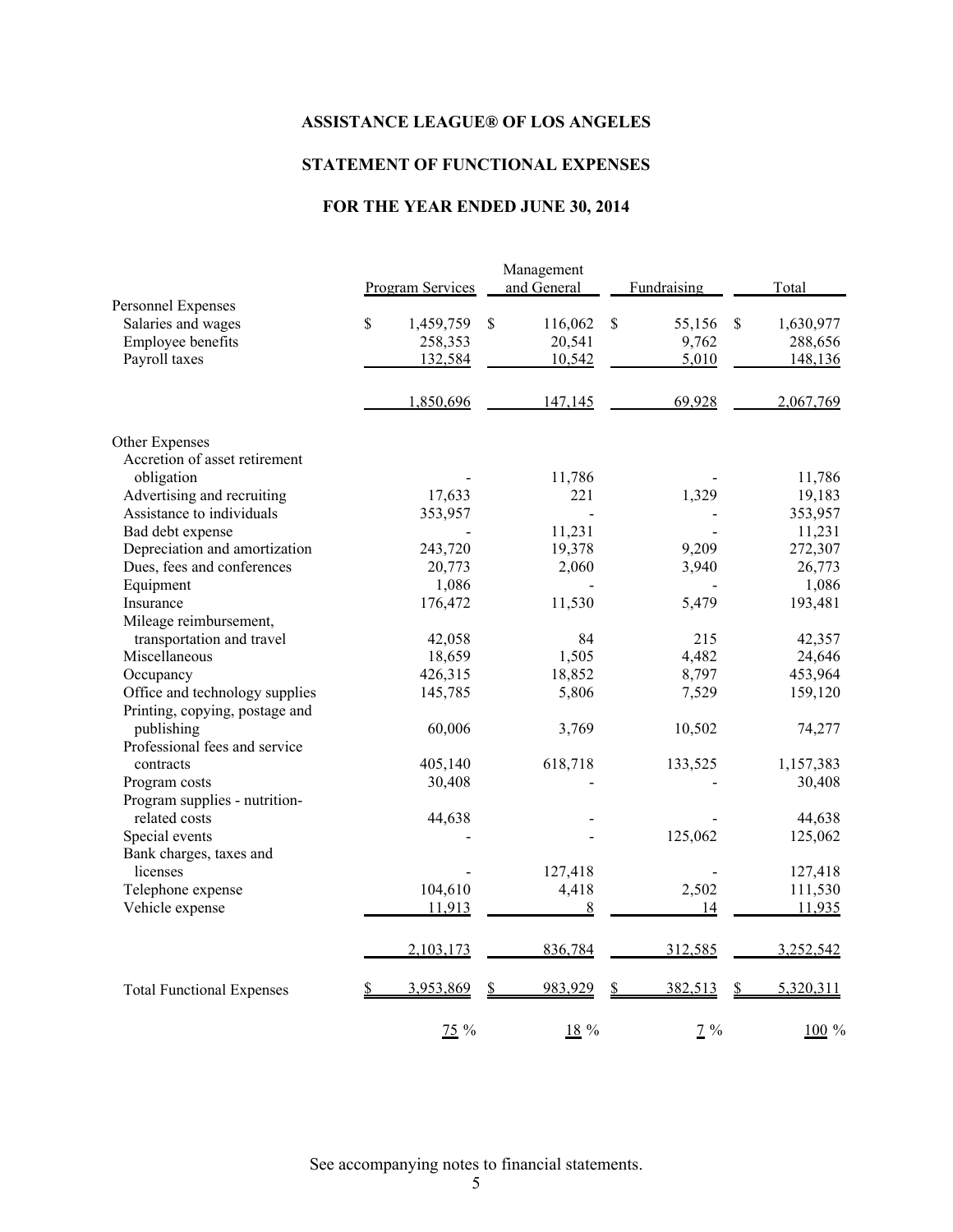# ASSISTANCE LEAGUE® OF LOS ANGELES

## STATEMENT OF FUNCTIONAL EXPENSES

### FOR THE YEAR ENDED JUNE 30, 2014

| | Program Services | Management and General | Fundraising | Total |
|---|---|---|---|---|
| Personnel Expenses | | | | |
| Salaries and wages | $ 1,459,759 | $ 116,062 | $ 55,156 | $ 1,630,977 |
| Employee benefits | 258,353 | 20,541 | 9,762 | 288,656 |
| Payroll taxes | 132,584 | 10,542 | 5,010 | 148,136 |
| | 1,850,696 | 147,145 | 69,928 | 2,067,769 |
| Other Expenses | | | | |
| Accretion of asset retirement obligation | - | 11,786 | - | 11,786 |
| Advertising and recruiting | 17,633 | 221 | 1,329 | 19,183 |
| Assistance to individuals | 353,957 | - | - | 353,957 |
| Bad debt expense | - | 11,231 | - | 11,231 |
| Depreciation and amortization | 243,720 | 19,378 | 9,209 | 272,307 |
| Dues, fees and conferences | 20,773 | 2,060 | 3,940 | 26,773 |
| Equipment | 1,086 | - | - | 1,086 |
| Insurance | 176,472 | 11,530 | 5,479 | 193,481 |
| Mileage reimbursement, transportation and travel | 42,058 | 84 | 215 | 42,357 |
| Miscellaneous | 18,659 | 1,505 | 4,482 | 24,646 |
| Occupancy | 426,315 | 18,852 | 8,797 | 453,964 |
| Office and technology supplies | 145,785 | 5,806 | 7,529 | 159,120 |
| Printing, copying, postage and publishing | 60,006 | 3,769 | 10,502 | 74,277 |
| Professional fees and service contracts | 405,140 | 618,718 | 133,525 | 1,157,383 |
| Program costs | 30,408 | - | - | 30,408 |
| Program supplies - nutrition-related costs | 44,638 | - | - | 44,638 |
| Special events | - | - | 125,062 | 125,062 |
| Bank charges, taxes and licenses | - | 127,418 | - | 127,418 |
| Telephone expense | 104,610 | 4,418 | 2,502 | 111,530 |
| Vehicle expense | 11,913 | 8 | 14 | 11,935 |
| | 2,103,173 | 836,784 | 312,585 | 3,252,542 |
| Total Functional Expenses | $ 3,953,869 | $ 983,929 | $ 382,513 | $ 5,320,311 |
| | 75 % | 18 % | 7 % | 100 % |

See accompanying notes to financial statements.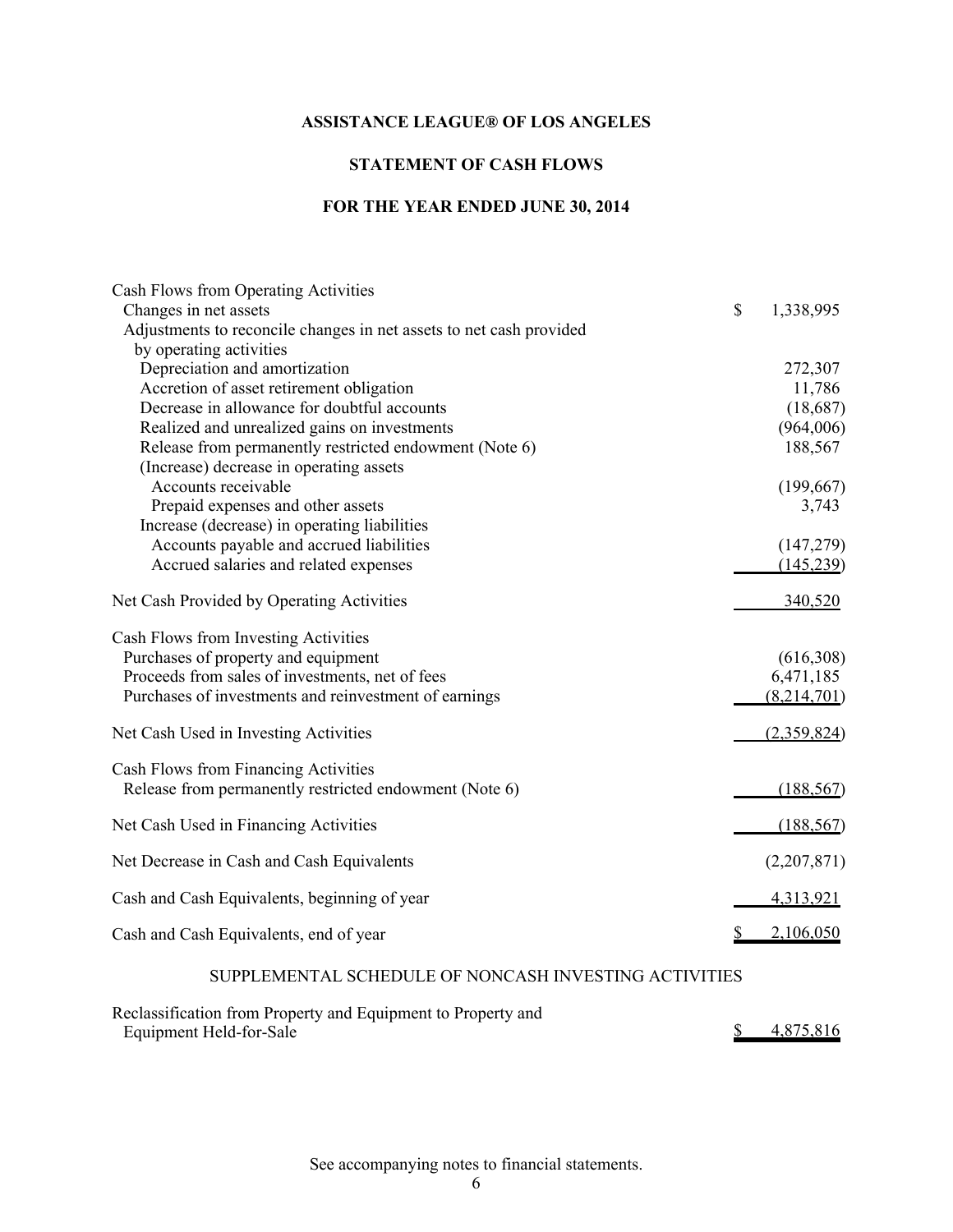**ASSISTANCE LEAGUE® OF LOS ANGELES**

**STATEMENT OF CASH FLOWS**

**FOR THE YEAR ENDED JUNE 30, 2014**

| | |
|---|---|
| Cash Flows from Operating Activities | |
| Changes in net assets | $ 1,338,995 |
| Adjustments to reconcile changes in net assets to net cash provided by operating activities | |
| Depreciation and amortization | 272,307 |
| Accretion of asset retirement obligation | 11,786 |
| Decrease in allowance for doubtful accounts | (18,687) |
| Realized and unrealized gains on investments | (964,006) |
| Release from permanently restricted endowment (Note 6) | 188,567 |
| (Increase) decrease in operating assets | |
| Accounts receivable | (199,667) |
| Prepaid expenses and other assets | 3,743 |
| Increase (decrease) in operating liabilities | |
| Accounts payable and accrued liabilities | (147,279) |
| Accrued salaries and related expenses | (145,239) |
| Net Cash Provided by Operating Activities | 340,520 |
| Cash Flows from Investing Activities | |
| Purchases of property and equipment | (616,308) |
| Proceeds from sales of investments, net of fees | 6,471,185 |
| Purchases of investments and reinvestment of earnings | (8,214,701) |
| Net Cash Used in Investing Activities | (2,359,824) |
| Cash Flows from Financing Activities | |
| Release from permanently restricted endowment (Note 6) | (188,567) |
| Net Cash Used in Financing Activities | (188,567) |
| Net Decrease in Cash and Cash Equivalents | (2,207,871) |
| Cash and Cash Equivalents, beginning of year | 4,313,921 |
| Cash and Cash Equivalents, end of year | $ 2,106,050 |

SUPPLEMENTAL SCHEDULE OF NONCASH INVESTING ACTIVITIES

| | |
|---|---|
| Reclassification from Property and Equipment to Property and Equipment Held-for-Sale | $ 4,875,816 |

See accompanying notes to financial statements.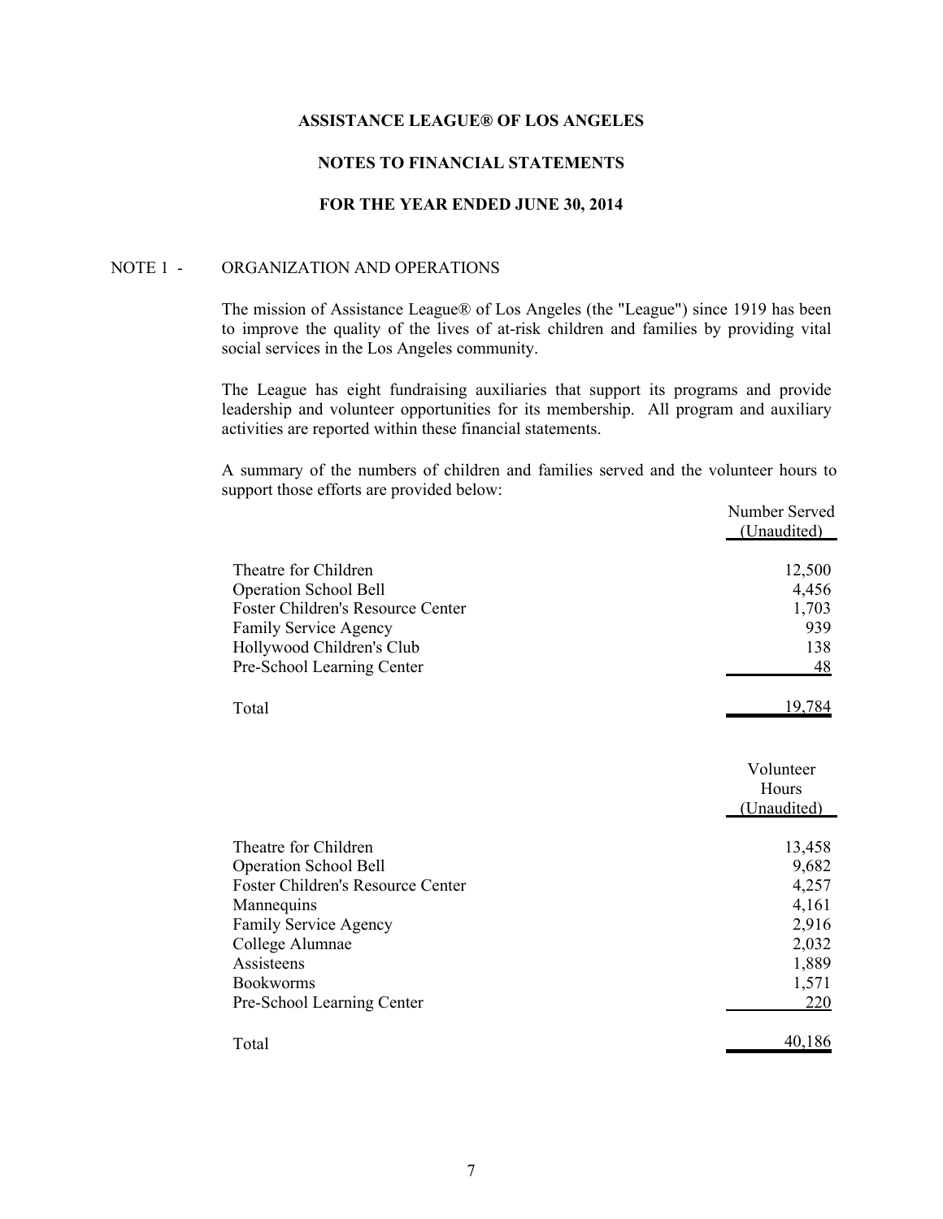**ASSISTANCE LEAGUE® OF LOS ANGELES**

**NOTES TO FINANCIAL STATEMENTS**

**FOR THE YEAR ENDED JUNE 30, 2014**

NOTE 1 - ORGANIZATION AND OPERATIONS

The mission of Assistance League® of Los Angeles (the "League") since 1919 has been to improve the quality of the lives of at-risk children and families by providing vital social services in the Los Angeles community.

The League has eight fundraising auxiliaries that support its programs and provide leadership and volunteer opportunities for its membership. All program and auxiliary activities are reported within these financial statements.

A summary of the numbers of children and families served and the volunteer hours to support those efforts are provided below:

| | Number Served (Unaudited) |
|---|---|
| Theatre for Children | 12,500 |
| Operation School Bell | 4,456 |
| Foster Children's Resource Center | 1,703 |
| Family Service Agency | 939 |
| Hollywood Children's Club | 138 |
| Pre-School Learning Center | 48 |
| Total | 19,784 |

| | Volunteer Hours (Unaudited) |
|---|---|
| Theatre for Children | 13,458 |
| Operation School Bell | 9,682 |
| Foster Children's Resource Center | 4,257 |
| Mannequins | 4,161 |
| Family Service Agency | 2,916 |
| College Alumnae | 2,032 |
| Assisteens | 1,889 |
| Bookworms | 1,571 |
| Pre-School Learning Center | 220 |
| Total | 40,186 |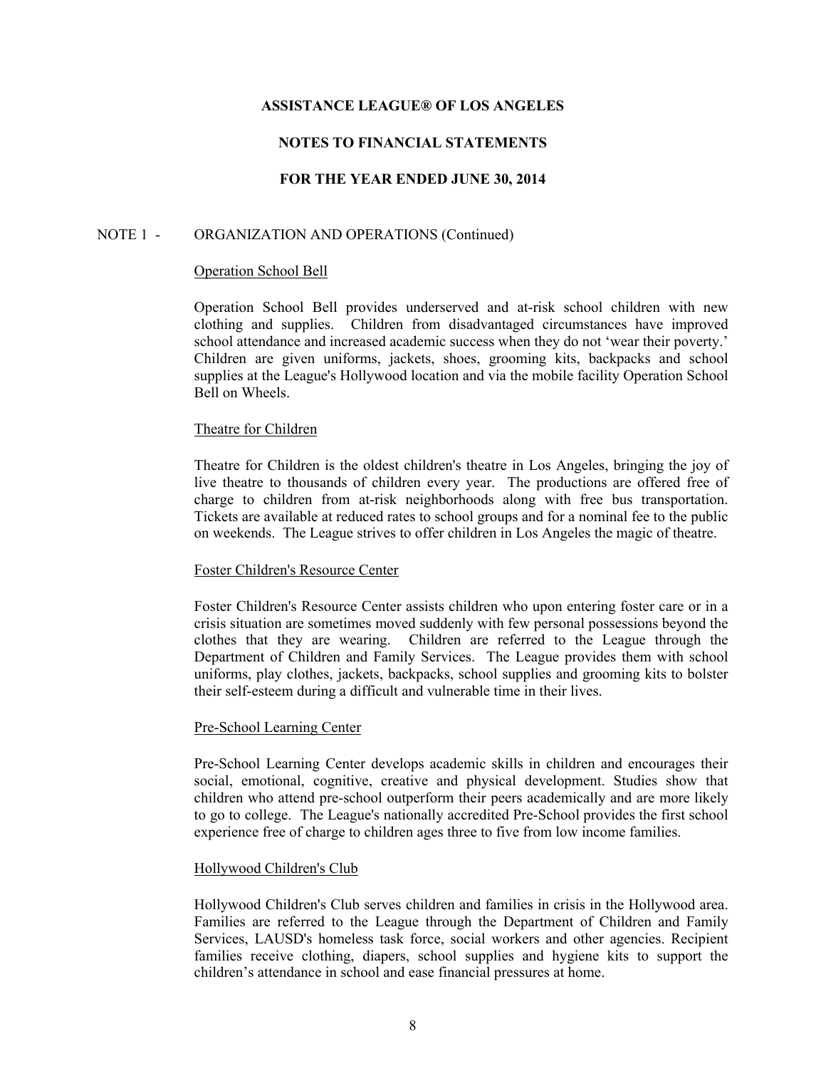**ASSISTANCE LEAGUE® OF LOS ANGELES**

**NOTES TO FINANCIAL STATEMENTS**

**FOR THE YEAR ENDED JUNE 30, 2014**

NOTE 1 - ORGANIZATION AND OPERATIONS (Continued)

Operation School Bell

Operation School Bell provides underserved and at-risk school children with new clothing and supplies. Children from disadvantaged circumstances have improved school attendance and increased academic success when they do not 'wear their poverty.' Children are given uniforms, jackets, shoes, grooming kits, backpacks and school supplies at the League's Hollywood location and via the mobile facility Operation School Bell on Wheels.

Theatre for Children

Theatre for Children is the oldest children's theatre in Los Angeles, bringing the joy of live theatre to thousands of children every year. The productions are offered free of charge to children from at-risk neighborhoods along with free bus transportation. Tickets are available at reduced rates to school groups and for a nominal fee to the public on weekends. The League strives to offer children in Los Angeles the magic of theatre.

Foster Children's Resource Center

Foster Children's Resource Center assists children who upon entering foster care or in a crisis situation are sometimes moved suddenly with few personal possessions beyond the clothes that they are wearing. Children are referred to the League through the Department of Children and Family Services. The League provides them with school uniforms, play clothes, jackets, backpacks, school supplies and grooming kits to bolster their self-esteem during a difficult and vulnerable time in their lives.

Pre-School Learning Center

Pre-School Learning Center develops academic skills in children and encourages their social, emotional, cognitive, creative and physical development. Studies show that children who attend pre-school outperform their peers academically and are more likely to go to college. The League's nationally accredited Pre-School provides the first school experience free of charge to children ages three to five from low income families.

Hollywood Children's Club

Hollywood Children's Club serves children and families in crisis in the Hollywood area. Families are referred to the League through the Department of Children and Family Services, LAUSD's homeless task force, social workers and other agencies. Recipient families receive clothing, diapers, school supplies and hygiene kits to support the children's attendance in school and ease financial pressures at home.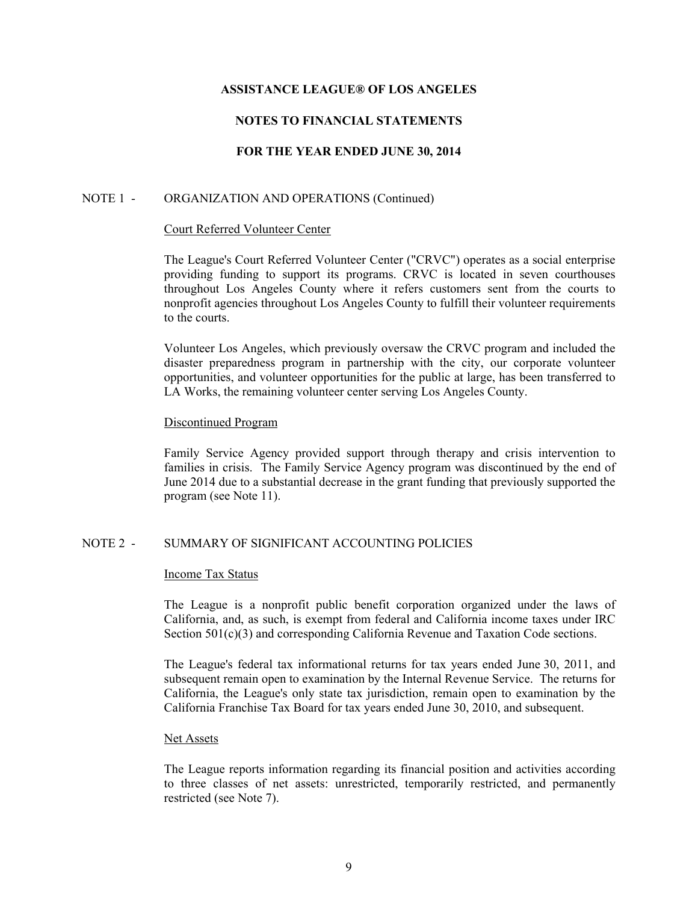# ASSISTANCE LEAGUE® OF LOS ANGELES

## NOTES TO FINANCIAL STATEMENTS

## FOR THE YEAR ENDED JUNE 30, 2014

### NOTE 1 - ORGANIZATION AND OPERATIONS (Continued)

Court Referred Volunteer Center

The League's Court Referred Volunteer Center ("CRVC") operates as a social enterprise providing funding to support its programs. CRVC is located in seven courthouses throughout Los Angeles County where it refers customers sent from the courts to nonprofit agencies throughout Los Angeles County to fulfill their volunteer requirements to the courts.

Volunteer Los Angeles, which previously oversaw the CRVC program and included the disaster preparedness program in partnership with the city, our corporate volunteer opportunities, and volunteer opportunities for the public at large, has been transferred to LA Works, the remaining volunteer center serving Los Angeles County.

Discontinued Program

Family Service Agency provided support through therapy and crisis intervention to families in crisis. The Family Service Agency program was discontinued by the end of June 2014 due to a substantial decrease in the grant funding that previously supported the program (see Note 11).

### NOTE 2 - SUMMARY OF SIGNIFICANT ACCOUNTING POLICIES

Income Tax Status

The League is a nonprofit public benefit corporation organized under the laws of California, and, as such, is exempt from federal and California income taxes under IRC Section 501(c)(3) and corresponding California Revenue and Taxation Code sections.

The League's federal tax informational returns for tax years ended June 30, 2011, and subsequent remain open to examination by the Internal Revenue Service. The returns for California, the League's only state tax jurisdiction, remain open to examination by the California Franchise Tax Board for tax years ended June 30, 2010, and subsequent.

Net Assets

The League reports information regarding its financial position and activities according to three classes of net assets: unrestricted, temporarily restricted, and permanently restricted (see Note 7).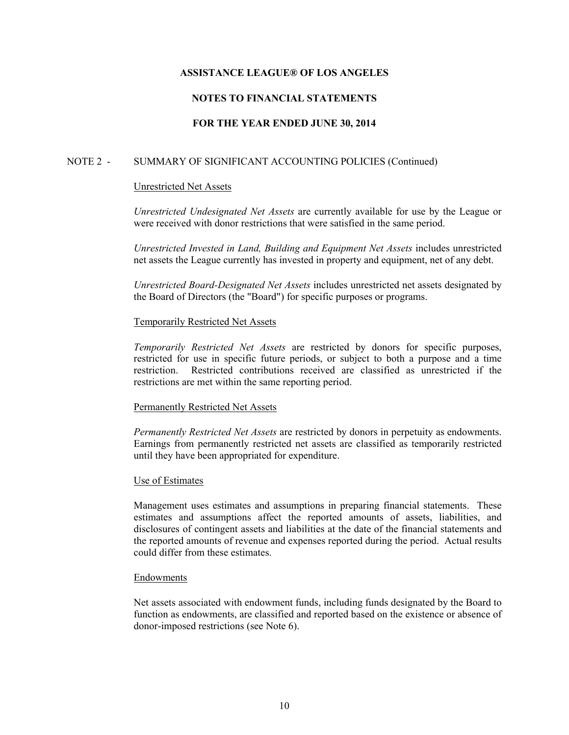# ASSISTANCE LEAGUE® OF LOS ANGELES

## NOTES TO FINANCIAL STATEMENTS

## FOR THE YEAR ENDED JUNE 30, 2014

NOTE 2 - SUMMARY OF SIGNIFICANT ACCOUNTING POLICIES (Continued)

Unrestricted Net Assets

*Unrestricted Undesignated Net Assets* are currently available for use by the League or were received with donor restrictions that were satisfied in the same period.

*Unrestricted Invested in Land, Building and Equipment Net Assets* includes unrestricted net assets the League currently has invested in property and equipment, net of any debt.

*Unrestricted Board-Designated Net Assets* includes unrestricted net assets designated by the Board of Directors (the "Board") for specific purposes or programs.

Temporarily Restricted Net Assets

*Temporarily Restricted Net Assets* are restricted by donors for specific purposes, restricted for use in specific future periods, or subject to both a purpose and a time restriction. Restricted contributions received are classified as unrestricted if the restrictions are met within the same reporting period.

Permanently Restricted Net Assets

*Permanently Restricted Net Assets* are restricted by donors in perpetuity as endowments. Earnings from permanently restricted net assets are classified as temporarily restricted until they have been appropriated for expenditure.

Use of Estimates

Management uses estimates and assumptions in preparing financial statements. These estimates and assumptions affect the reported amounts of assets, liabilities, and disclosures of contingent assets and liabilities at the date of the financial statements and the reported amounts of revenue and expenses reported during the period. Actual results could differ from these estimates.

Endowments

Net assets associated with endowment funds, including funds designated by the Board to function as endowments, are classified and reported based on the existence or absence of donor-imposed restrictions (see Note 6).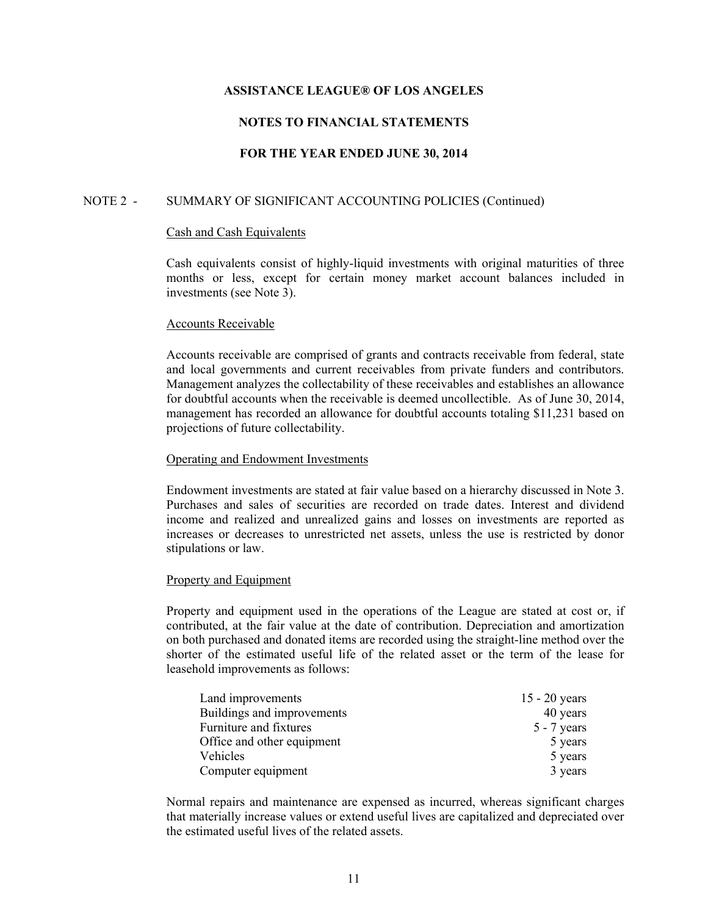ASSISTANCE LEAGUE® OF LOS ANGELES

NOTES TO FINANCIAL STATEMENTS

FOR THE YEAR ENDED JUNE 30, 2014

NOTE 2 - SUMMARY OF SIGNIFICANT ACCOUNTING POLICIES (Continued)

Cash and Cash Equivalents

Cash equivalents consist of highly-liquid investments with original maturities of three months or less, except for certain money market account balances included in investments (see Note 3).

Accounts Receivable

Accounts receivable are comprised of grants and contracts receivable from federal, state and local governments and current receivables from private funders and contributors. Management analyzes the collectability of these receivables and establishes an allowance for doubtful accounts when the receivable is deemed uncollectible. As of June 30, 2014, management has recorded an allowance for doubtful accounts totaling $11,231 based on projections of future collectability.

Operating and Endowment Investments

Endowment investments are stated at fair value based on a hierarchy discussed in Note 3. Purchases and sales of securities are recorded on trade dates. Interest and dividend income and realized and unrealized gains and losses on investments are reported as increases or decreases to unrestricted net assets, unless the use is restricted by donor stipulations or law.

Property and Equipment

Property and equipment used in the operations of the League are stated at cost or, if contributed, at the fair value at the date of contribution. Depreciation and amortization on both purchased and donated items are recorded using the straight-line method over the shorter of the estimated useful life of the related asset or the term of the lease for leasehold improvements as follows:

| | |
|---|---|
| Land improvements | 15 - 20 years |
| Buildings and improvements | 40 years |
| Furniture and fixtures | 5 - 7 years |
| Office and other equipment | 5 years |
| Vehicles | 5 years |
| Computer equipment | 3 years |

Normal repairs and maintenance are expensed as incurred, whereas significant charges that materially increase values or extend useful lives are capitalized and depreciated over the estimated useful lives of the related assets.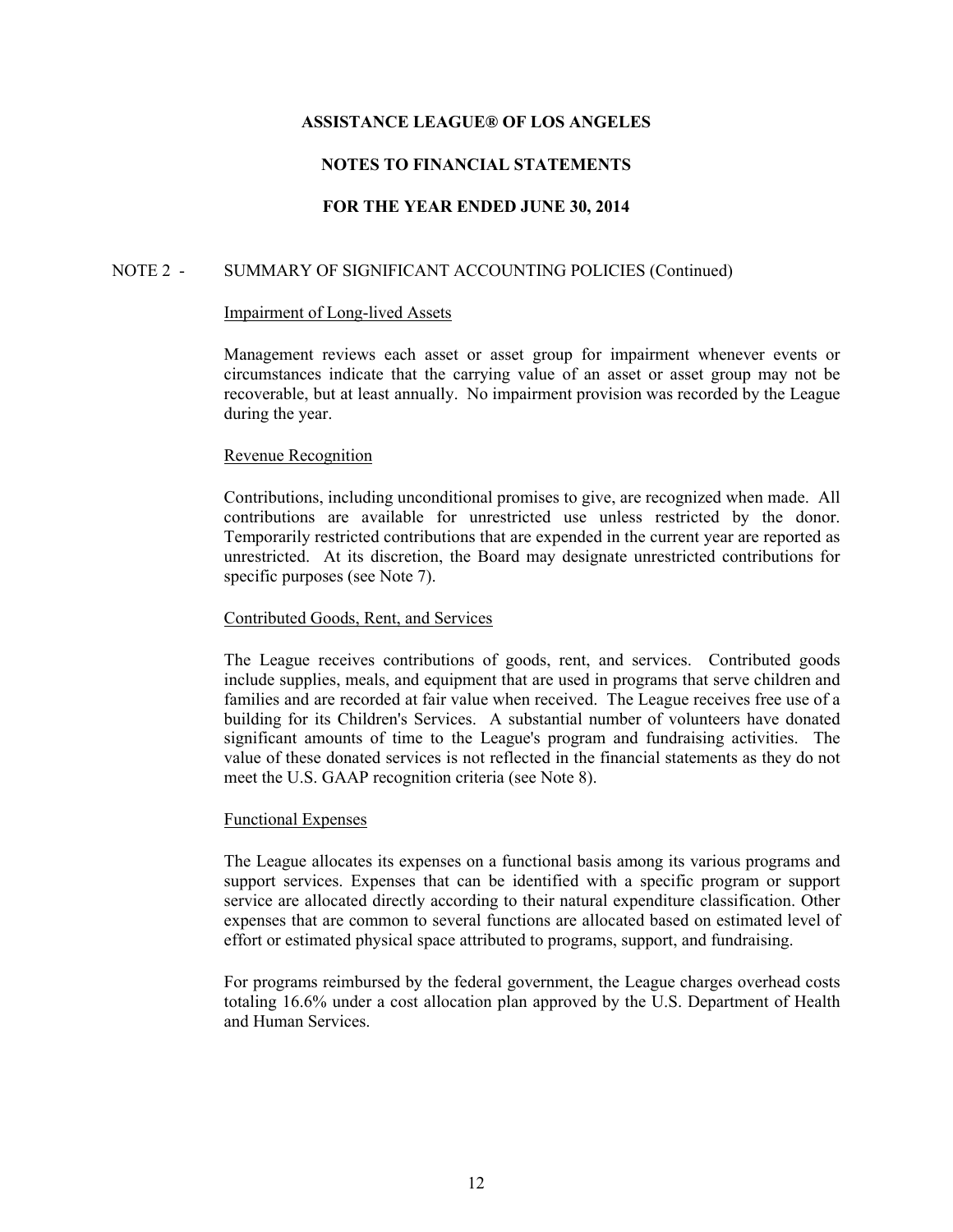**ASSISTANCE LEAGUE® OF LOS ANGELES**

**NOTES TO FINANCIAL STATEMENTS**

**FOR THE YEAR ENDED JUNE 30, 2014**

NOTE 2 - SUMMARY OF SIGNIFICANT ACCOUNTING POLICIES (Continued)

Impairment of Long-lived Assets

Management reviews each asset or asset group for impairment whenever events or circumstances indicate that the carrying value of an asset or asset group may not be recoverable, but at least annually. No impairment provision was recorded by the League during the year.

Revenue Recognition

Contributions, including unconditional promises to give, are recognized when made. All contributions are available for unrestricted use unless restricted by the donor. Temporarily restricted contributions that are expended in the current year are reported as unrestricted. At its discretion, the Board may designate unrestricted contributions for specific purposes (see Note 7).

Contributed Goods, Rent, and Services

The League receives contributions of goods, rent, and services. Contributed goods include supplies, meals, and equipment that are used in programs that serve children and families and are recorded at fair value when received. The League receives free use of a building for its Children's Services. A substantial number of volunteers have donated significant amounts of time to the League's program and fundraising activities. The value of these donated services is not reflected in the financial statements as they do not meet the U.S. GAAP recognition criteria (see Note 8).

Functional Expenses

The League allocates its expenses on a functional basis among its various programs and support services. Expenses that can be identified with a specific program or support service are allocated directly according to their natural expenditure classification. Other expenses that are common to several functions are allocated based on estimated level of effort or estimated physical space attributed to programs, support, and fundraising.

For programs reimbursed by the federal government, the League charges overhead costs totaling 16.6% under a cost allocation plan approved by the U.S. Department of Health and Human Services.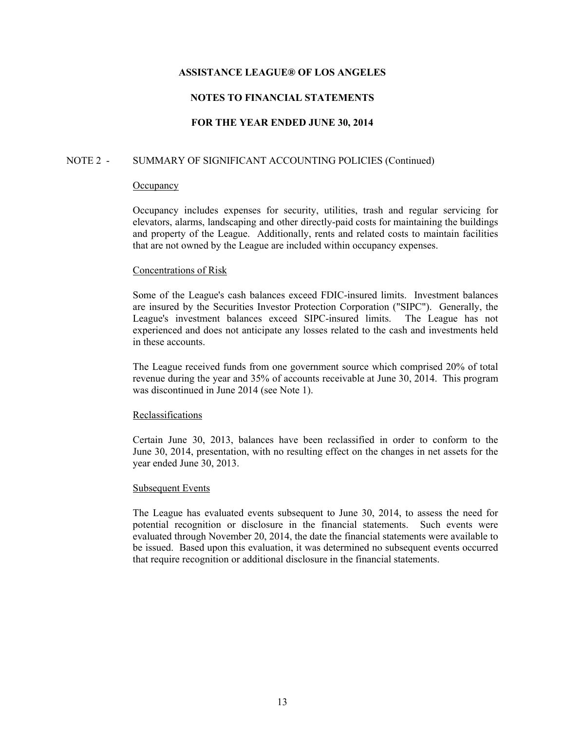# ASSISTANCE LEAGUE® OF LOS ANGELES

## NOTES TO FINANCIAL STATEMENTS

## FOR THE YEAR ENDED JUNE 30, 2014

NOTE 2 - SUMMARY OF SIGNIFICANT ACCOUNTING POLICIES (Continued)

Occupancy

Occupancy includes expenses for security, utilities, trash and regular servicing for elevators, alarms, landscaping and other directly-paid costs for maintaining the buildings and property of the League. Additionally, rents and related costs to maintain facilities that are not owned by the League are included within occupancy expenses.

Concentrations of Risk

Some of the League's cash balances exceed FDIC-insured limits. Investment balances are insured by the Securities Investor Protection Corporation ("SIPC"). Generally, the League's investment balances exceed SIPC-insured limits. The League has not experienced and does not anticipate any losses related to the cash and investments held in these accounts.

The League received funds from one government source which comprised 20% of total revenue during the year and 35% of accounts receivable at June 30, 2014. This program was discontinued in June 2014 (see Note 1).

Reclassifications

Certain June 30, 2013, balances have been reclassified in order to conform to the June 30, 2014, presentation, with no resulting effect on the changes in net assets for the year ended June 30, 2013.

Subsequent Events

The League has evaluated events subsequent to June 30, 2014, to assess the need for potential recognition or disclosure in the financial statements. Such events were evaluated through November 20, 2014, the date the financial statements were available to be issued. Based upon this evaluation, it was determined no subsequent events occurred that require recognition or additional disclosure in the financial statements.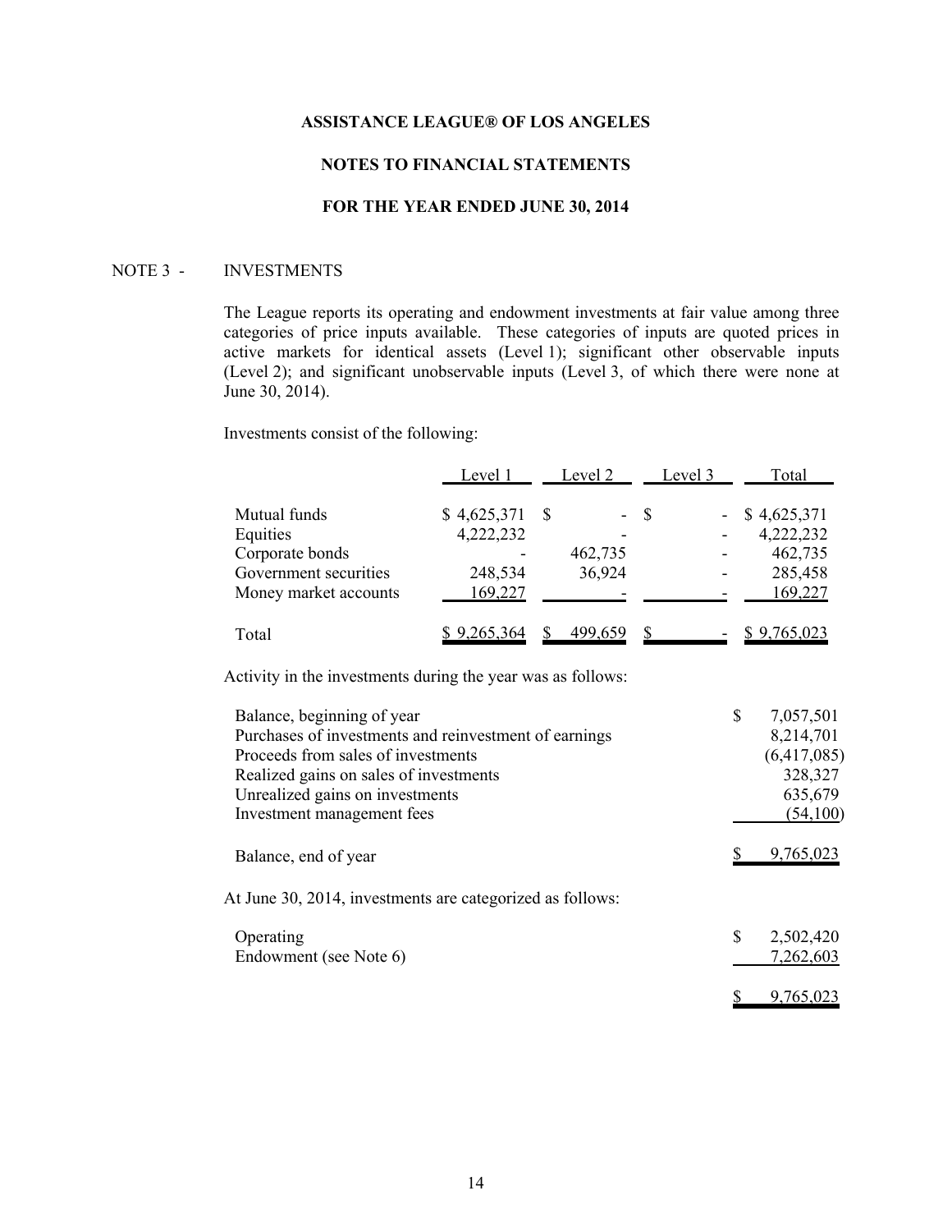**ASSISTANCE LEAGUE® OF LOS ANGELES**

**NOTES TO FINANCIAL STATEMENTS**

**FOR THE YEAR ENDED JUNE 30, 2014**

NOTE 3 - INVESTMENTS

The League reports its operating and endowment investments at fair value among three categories of price inputs available. These categories of inputs are quoted prices in active markets for identical assets (Level 1); significant other observable inputs (Level 2); and significant unobservable inputs (Level 3, of which there were none at June 30, 2014).

Investments consist of the following:

| | Level 1 | Level 2 | Level 3 | Total |
|---|---|---|---|---|
| Mutual funds | $ 4,625,371 | $ - | $ - | $ 4,625,371 |
| Equities | 4,222,232 | - | - | 4,222,232 |
| Corporate bonds | - | 462,735 | - | 462,735 |
| Government securities | 248,534 | 36,924 | - | 285,458 |
| Money market accounts | 169,227 | - | - | 169,227 |
| Total | $ 9,265,364 | $ 499,659 | $ - | $ 9,765,023 |

Activity in the investments during the year was as follows:

| | |
|---|---|
| Balance, beginning of year | $ 7,057,501 |
| Purchases of investments and reinvestment of earnings | 8,214,701 |
| Proceeds from sales of investments | (6,417,085) |
| Realized gains on sales of investments | 328,327 |
| Unrealized gains on investments | 635,679 |
| Investment management fees | (54,100) |
| Balance, end of year | $ 9,765,023 |

At June 30, 2014, investments are categorized as follows:

| | |
|---|---|
| Operating | $ 2,502,420 |
| Endowment (see Note 6) | 7,262,603 |
| | $ 9,765,023 |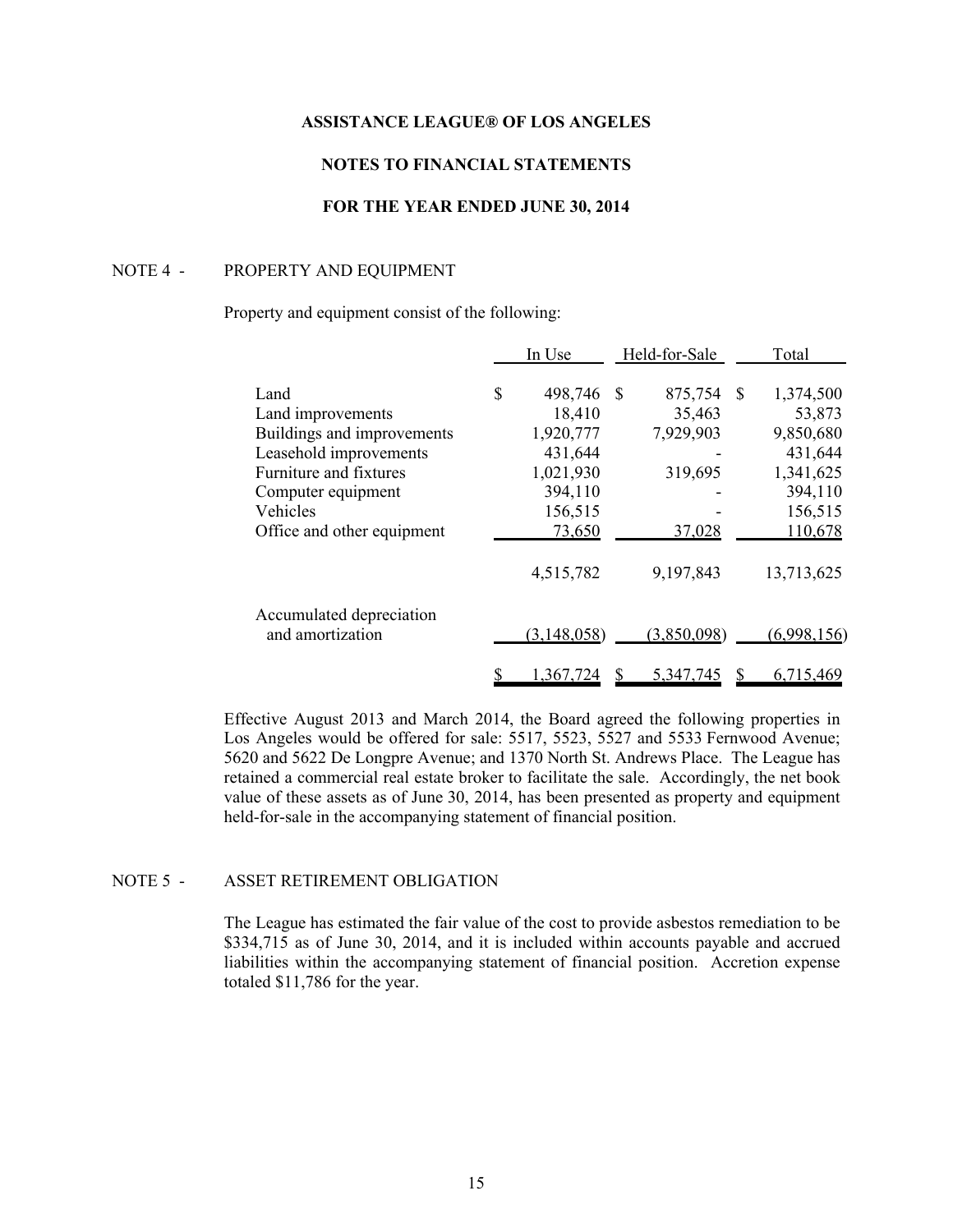**ASSISTANCE LEAGUE® OF LOS ANGELES**

**NOTES TO FINANCIAL STATEMENTS**

**FOR THE YEAR ENDED JUNE 30, 2014**

NOTE 4 - PROPERTY AND EQUIPMENT

Property and equipment consist of the following:

| | In Use | Held-for-Sale | Total |
|---|---|---|---|
| Land | $ 498,746 | $ 875,754 | $ 1,374,500 |
| Land improvements | 18,410 | 35,463 | 53,873 |
| Buildings and improvements | 1,920,777 | 7,929,903 | 9,850,680 |
| Leasehold improvements | 431,644 | - | 431,644 |
| Furniture and fixtures | 1,021,930 | 319,695 | 1,341,625 |
| Computer equipment | 394,110 | - | 394,110 |
| Vehicles | 156,515 | - | 156,515 |
| Office and other equipment | 73,650 | 37,028 | 110,678 |
| | 4,515,782 | 9,197,843 | 13,713,625 |
| Accumulated depreciation and amortization | (3,148,058) | (3,850,098) | (6,998,156) |
| | $ 1,367,724 | $ 5,347,745 | $ 6,715,469 |

Effective August 2013 and March 2014, the Board agreed the following properties in Los Angeles would be offered for sale: 5517, 5523, 5527 and 5533 Fernwood Avenue; 5620 and 5622 De Longpre Avenue; and 1370 North St. Andrews Place. The League has retained a commercial real estate broker to facilitate the sale. Accordingly, the net book value of these assets as of June 30, 2014, has been presented as property and equipment held-for-sale in the accompanying statement of financial position.

NOTE 5 - ASSET RETIREMENT OBLIGATION

The League has estimated the fair value of the cost to provide asbestos remediation to be $334,715 as of June 30, 2014, and it is included within accounts payable and accrued liabilities within the accompanying statement of financial position. Accretion expense totaled $11,786 for the year.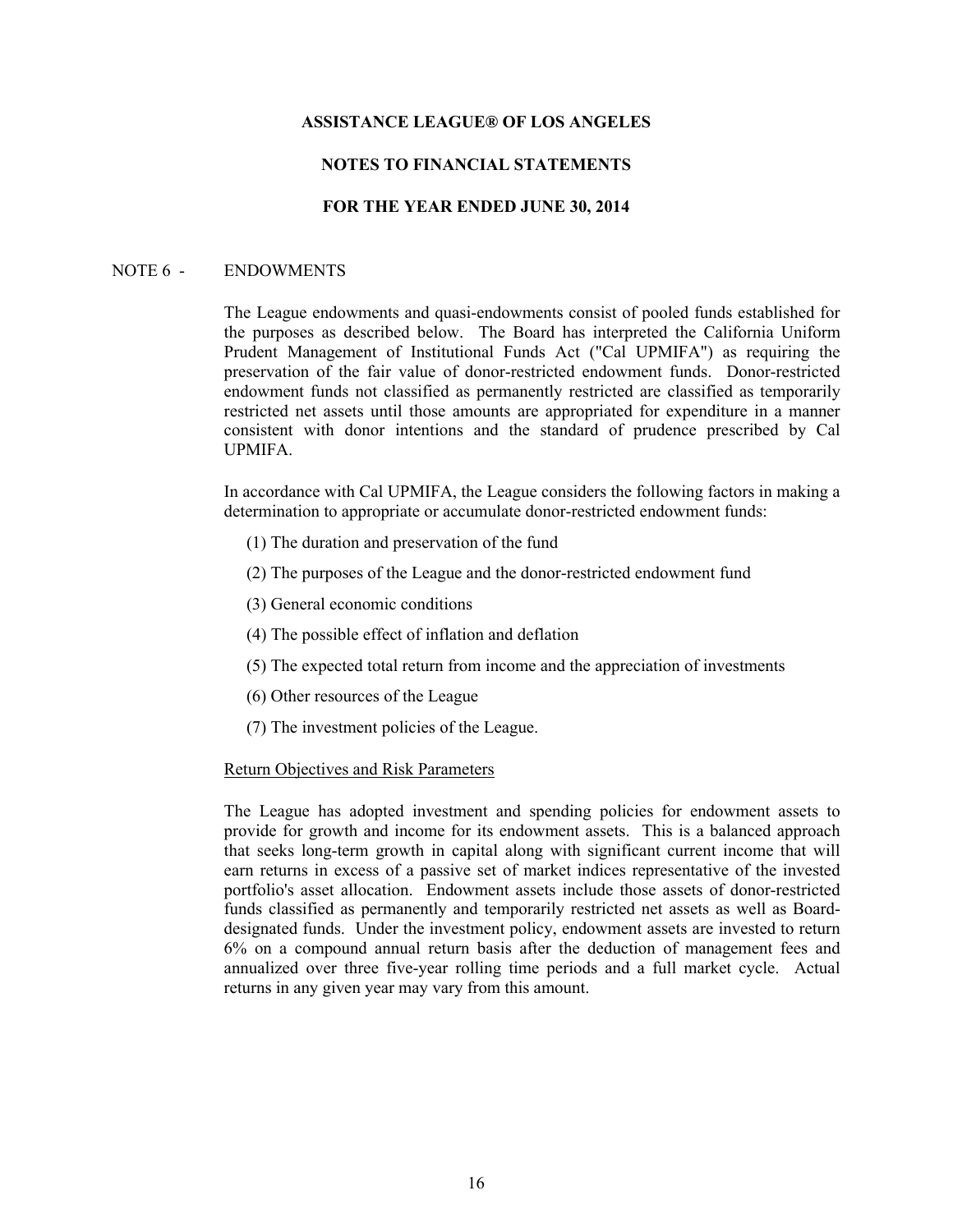# ASSISTANCE LEAGUE® OF LOS ANGELES

## NOTES TO FINANCIAL STATEMENTS

## FOR THE YEAR ENDED JUNE 30, 2014

NOTE 6 - ENDOWMENTS

The League endowments and quasi-endowments consist of pooled funds established for the purposes as described below. The Board has interpreted the California Uniform Prudent Management of Institutional Funds Act ("Cal UPMIFA") as requiring the preservation of the fair value of donor-restricted endowment funds. Donor-restricted endowment funds not classified as permanently restricted are classified as temporarily restricted net assets until those amounts are appropriated for expenditure in a manner consistent with donor intentions and the standard of prudence prescribed by Cal UPMIFA.

In accordance with Cal UPMIFA, the League considers the following factors in making a determination to appropriate or accumulate donor-restricted endowment funds:

(1) The duration and preservation of the fund

(2) The purposes of the League and the donor-restricted endowment fund

(3) General economic conditions

(4) The possible effect of inflation and deflation

(5) The expected total return from income and the appreciation of investments

(6) Other resources of the League

(7) The investment policies of the League.

Return Objectives and Risk Parameters

The League has adopted investment and spending policies for endowment assets to provide for growth and income for its endowment assets. This is a balanced approach that seeks long-term growth in capital along with significant current income that will earn returns in excess of a passive set of market indices representative of the invested portfolio's asset allocation. Endowment assets include those assets of donor-restricted funds classified as permanently and temporarily restricted net assets as well as Board-designated funds. Under the investment policy, endowment assets are invested to return 6% on a compound annual return basis after the deduction of management fees and annualized over three five-year rolling time periods and a full market cycle. Actual returns in any given year may vary from this amount.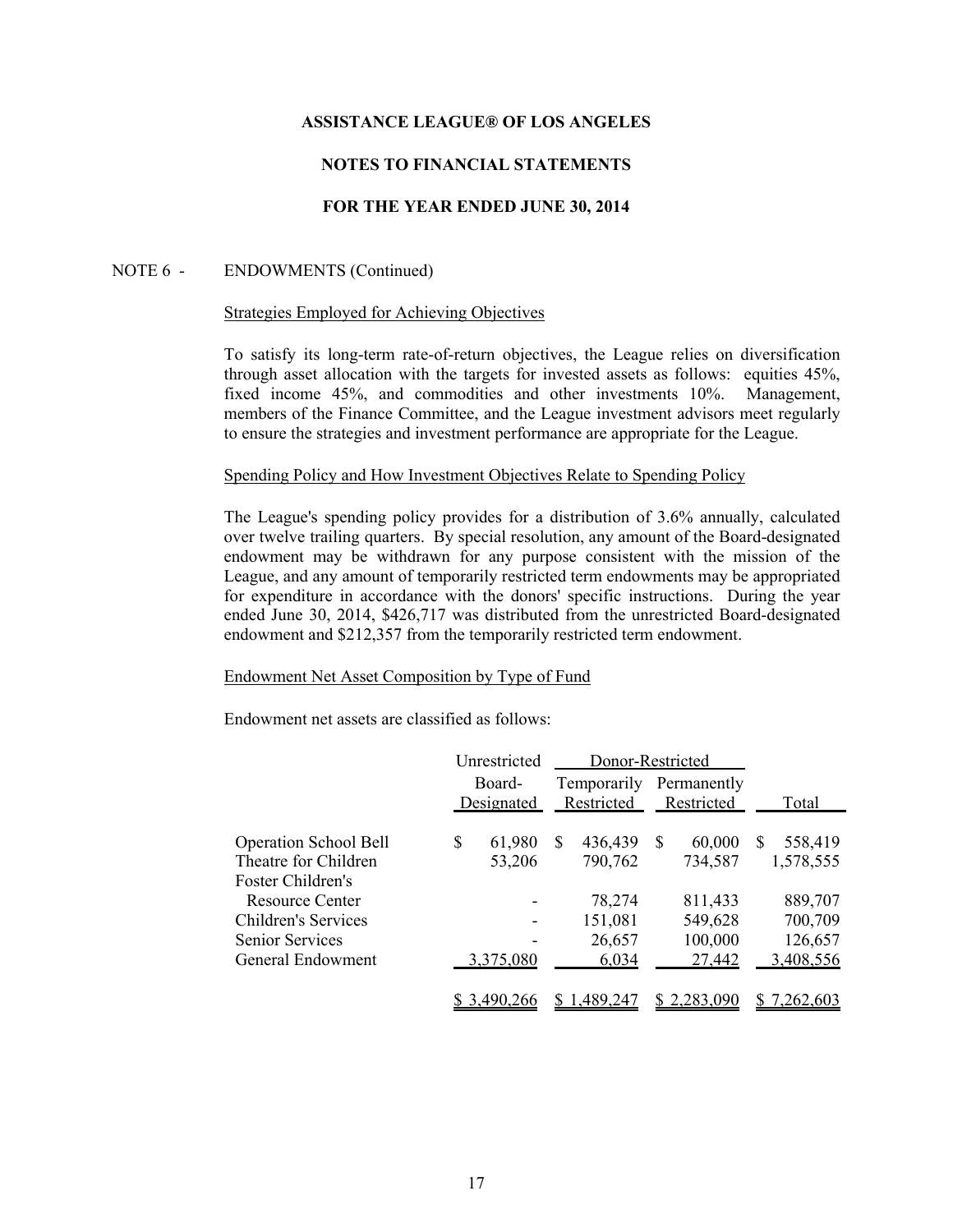# ASSISTANCE LEAGUE® OF LOS ANGELES

## NOTES TO FINANCIAL STATEMENTS

## FOR THE YEAR ENDED JUNE 30, 2014

NOTE 6 - ENDOWMENTS (Continued)

Strategies Employed for Achieving Objectives

To satisfy its long-term rate-of-return objectives, the League relies on diversification through asset allocation with the targets for invested assets as follows: equities 45%, fixed income 45%, and commodities and other investments 10%. Management, members of the Finance Committee, and the League investment advisors meet regularly to ensure the strategies and investment performance are appropriate for the League.

Spending Policy and How Investment Objectives Relate to Spending Policy

The League's spending policy provides for a distribution of 3.6% annually, calculated over twelve trailing quarters. By special resolution, any amount of the Board-designated endowment may be withdrawn for any purpose consistent with the mission of the League, and any amount of temporarily restricted term endowments may be appropriated for expenditure in accordance with the donors' specific instructions. During the year ended June 30, 2014, $426,717 was distributed from the unrestricted Board-designated endowment and $212,357 from the temporarily restricted term endowment.

Endowment Net Asset Composition by Type of Fund

Endowment net assets are classified as follows:

| | Unrestricted | Donor-Restricted | | |
|---|---|---|---|---|
| | Board-Designated | Temporarily Restricted | Permanently Restricted | Total |
| Operation School Bell | $ 61,980 | $ 436,439 | $ 60,000 | $ 558,419 |
| Theatre for Children | 53,206 | 790,762 | 734,587 | 1,578,555 |
| Foster Children's Resource Center | - | 78,274 | 811,433 | 889,707 |
| Children's Services | - | 151,081 | 549,628 | 700,709 |
| Senior Services | - | 26,657 | 100,000 | 126,657 |
| General Endowment | 3,375,080 | 6,034 | 27,442 | 3,408,556 |
| | $ 3,490,266 | $ 1,489,247 | $ 2,283,090 | $ 7,262,603 |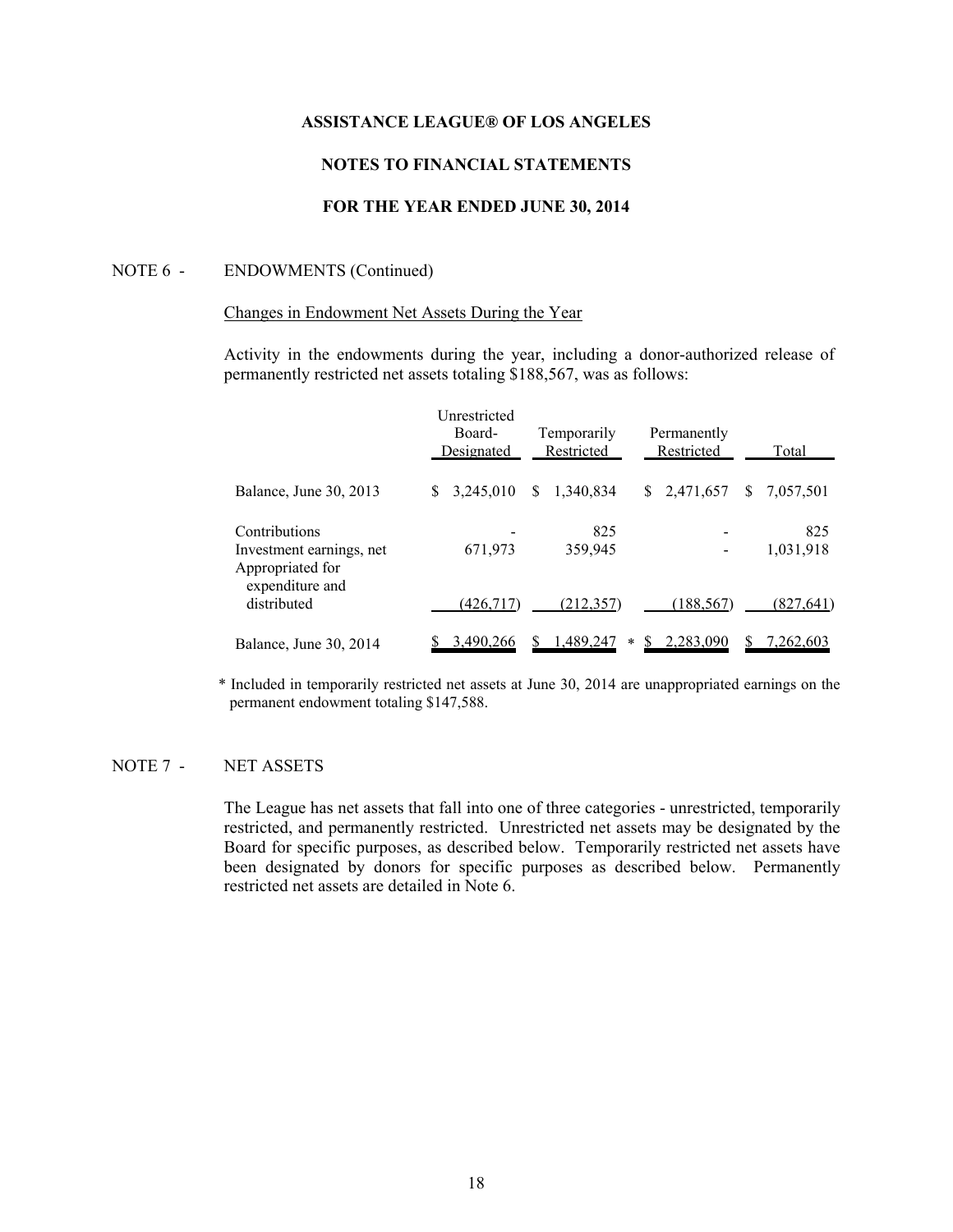# ASSISTANCE LEAGUE® OF LOS ANGELES

## NOTES TO FINANCIAL STATEMENTS

## FOR THE YEAR ENDED JUNE 30, 2014

NOTE 6 - ENDOWMENTS (Continued)

Changes in Endowment Net Assets During the Year

Activity in the endowments during the year, including a donor-authorized release of permanently restricted net assets totaling $188,567, was as follows:

| | Unrestricted Board-Designated | Temporarily Restricted | Permanently Restricted | Total |
|---|---|---|---|---|
| Balance, June 30, 2013 | $ 3,245,010 | $ 1,340,834 | $ 2,471,657 | $ 7,057,501 |
| Contributions | - | 825 | - | 825 |
| Investment earnings, net | 671,973 | 359,945 | - | 1,031,918 |
| Appropriated for expenditure and distributed | (426,717) | (212,357) | (188,567) | (827,641) |
| Balance, June 30, 2014 | $ 3,490,266 | $ 1,489,247 * | $ 2,283,090 | $ 7,262,603 |

\* Included in temporarily restricted net assets at June 30, 2014 are unappropriated earnings on the permanent endowment totaling $147,588.

NOTE 7 - NET ASSETS

The League has net assets that fall into one of three categories - unrestricted, temporarily restricted, and permanently restricted. Unrestricted net assets may be designated by the Board for specific purposes, as described below. Temporarily restricted net assets have been designated by donors for specific purposes as described below. Permanently restricted net assets are detailed in Note 6.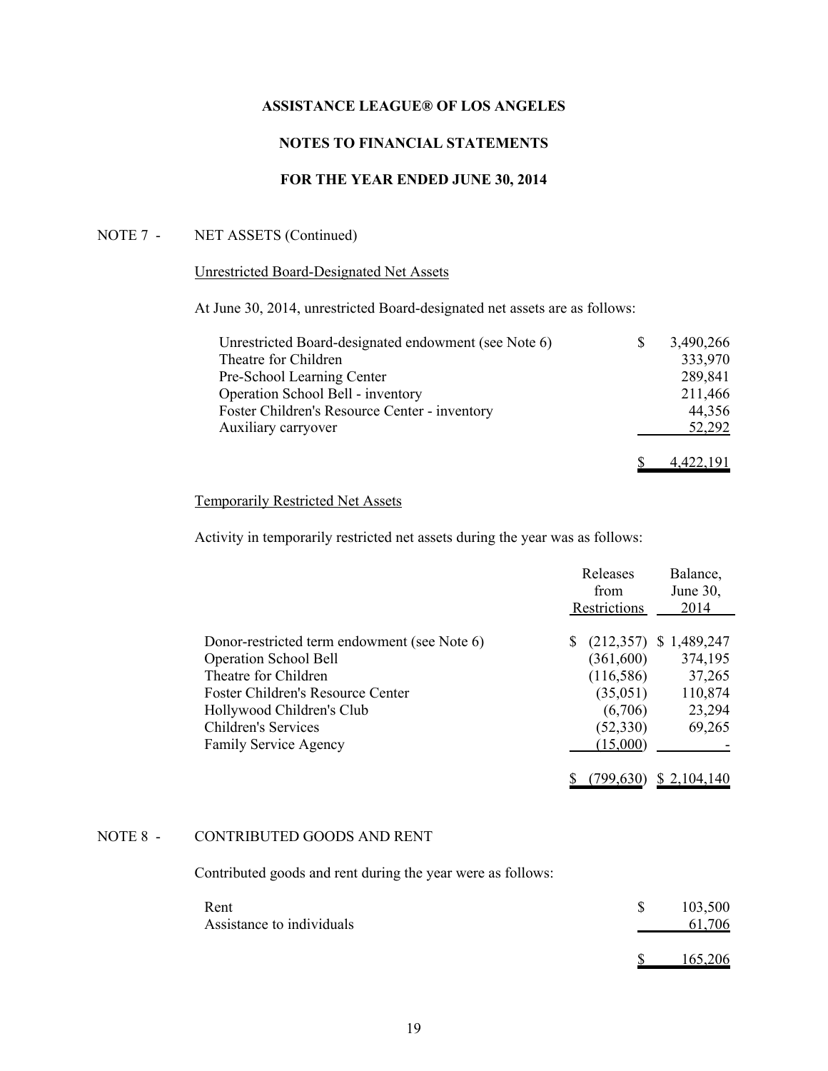## NOTE 7 - NET ASSETS (Continued)

### Unrestricted Board-Designated Net Assets

At June 30, 2014, unrestricted Board-designated net assets are as follows:

| | |
|---|---|
| Unrestricted Board-designated endowment (see Note 6) | $ 3,490,266 |
| Theatre for Children | 333,970 |
| Pre-School Learning Center | 289,841 |
| Operation School Bell - inventory | 211,466 |
| Foster Children's Resource Center - inventory | 44,356 |
| Auxiliary carryover | 52,292 |
| | $ 4,422,191 |

### Temporarily Restricted Net Assets

Activity in temporarily restricted net assets during the year was as follows:

| | Releases from Restrictions | Balance, June 30, 2014 |
|---|---|---|
| Donor-restricted term endowment (see Note 6) | $ (212,357) | $ 1,489,247 |
| Operation School Bell | (361,600) | 374,195 |
| Theatre for Children | (116,586) | 37,265 |
| Foster Children's Resource Center | (35,051) | 110,874 |
| Hollywood Children's Club | (6,706) | 23,294 |
| Children's Services | (52,330) | 69,265 |
| Family Service Agency | (15,000) | - |
| | $ (799,630) | $ 2,104,140 |

## NOTE 8 - CONTRIBUTED GOODS AND RENT

Contributed goods and rent during the year were as follows:

| | |
|---|---|
| Rent | $ 103,500 |
| Assistance to individuals | 61,706 |
| | $ 165,206 |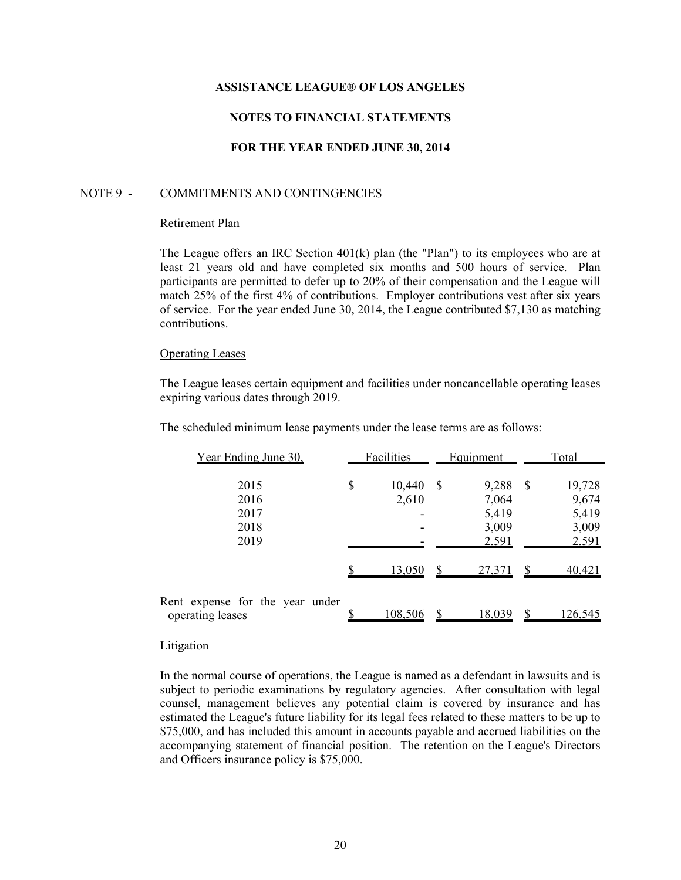**ASSISTANCE LEAGUE® OF LOS ANGELES**

**NOTES TO FINANCIAL STATEMENTS**

**FOR THE YEAR ENDED JUNE 30, 2014**

NOTE 9 - COMMITMENTS AND CONTINGENCIES

Retirement Plan

The League offers an IRC Section 401(k) plan (the "Plan") to its employees who are at least 21 years old and have completed six months and 500 hours of service. Plan participants are permitted to defer up to 20% of their compensation and the League will match 25% of the first 4% of contributions. Employer contributions vest after six years of service. For the year ended June 30, 2014, the League contributed $7,130 as matching contributions.

Operating Leases

The League leases certain equipment and facilities under noncancellable operating leases expiring various dates through 2019.

The scheduled minimum lease payments under the lease terms are as follows:

| Year Ending June 30, | Facilities | Equipment | Total |
|---|---|---|---|
| 2015 | $ 10,440 | $ 9,288 | $ 19,728 |
| 2016 | 2,610 | 7,064 | 9,674 |
| 2017 | - | 5,419 | 5,419 |
| 2018 | - | 3,009 | 3,009 |
| 2019 | - | 2,591 | 2,591 |
| | $ 13,050 | $ 27,371 | $ 40,421 |
| Rent expense for the year under operating leases | $ 108,506 | $ 18,039 | $ 126,545 |

Litigation

In the normal course of operations, the League is named as a defendant in lawsuits and is subject to periodic examinations by regulatory agencies. After consultation with legal counsel, management believes any potential claim is covered by insurance and has estimated the League's future liability for its legal fees related to these matters to be up to $75,000, and has included this amount in accounts payable and accrued liabilities on the accompanying statement of financial position. The retention on the League's Directors and Officers insurance policy is $75,000.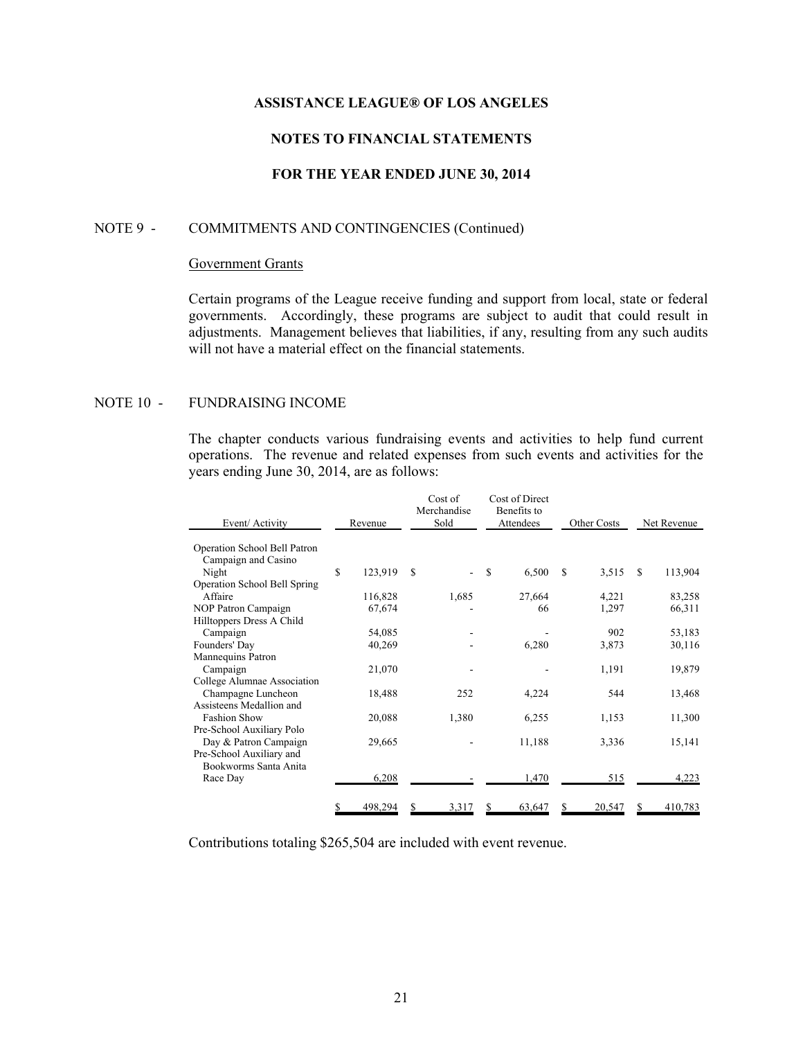# ASSISTANCE LEAGUE® OF LOS ANGELES

## NOTES TO FINANCIAL STATEMENTS

### FOR THE YEAR ENDED JUNE 30, 2014

NOTE 9 - COMMITMENTS AND CONTINGENCIES (Continued)

Government Grants

Certain programs of the League receive funding and support from local, state or federal governments. Accordingly, these programs are subject to audit that could result in adjustments. Management believes that liabilities, if any, resulting from any such audits will not have a material effect on the financial statements.

NOTE 10 - FUNDRAISING INCOME

The chapter conducts various fundraising events and activities to help fund current operations. The revenue and related expenses from such events and activities for the years ending June 30, 2014, are as follows:

| Event/ Activity | Revenue | Cost of Merchandise Sold | Cost of Direct Benefits to Attendees | Other Costs | Net Revenue |
|---|---|---|---|---|---|
| Operation School Bell Patron Campaign and Casino Night | $ 123,919 | $ - | $ 6,500 | $ 3,515 | $ 113,904 |
| Operation School Bell Spring Affaire | 116,828 | 1,685 | 27,664 | 4,221 | 83,258 |
| NOP Patron Campaign | 67,674 | - | 66 | 1,297 | 66,311 |
| Hilltoppers Dress A Child Campaign | 54,085 | - | - | 902 | 53,183 |
| Founders' Day | 40,269 | - | 6,280 | 3,873 | 30,116 |
| Mannequins Patron Campaign | 21,070 | - | - | 1,191 | 19,879 |
| College Alumnae Association Champagne Luncheon | 18,488 | 252 | 4,224 | 544 | 13,468 |
| Assisteens Medallion and Fashion Show | 20,088 | 1,380 | 6,255 | 1,153 | 11,300 |
| Pre-School Auxiliary Polo Day & Patron Campaign | 29,665 | - | 11,188 | 3,336 | 15,141 |
| Pre-School Auxiliary and Bookworms Santa Anita Race Day | 6,208 | - | 1,470 | 515 | 4,223 |
| | $ 498,294 | $ 3,317 | $ 63,647 | $ 20,547 | $ 410,783 |

Contributions totaling $265,504 are included with event revenue.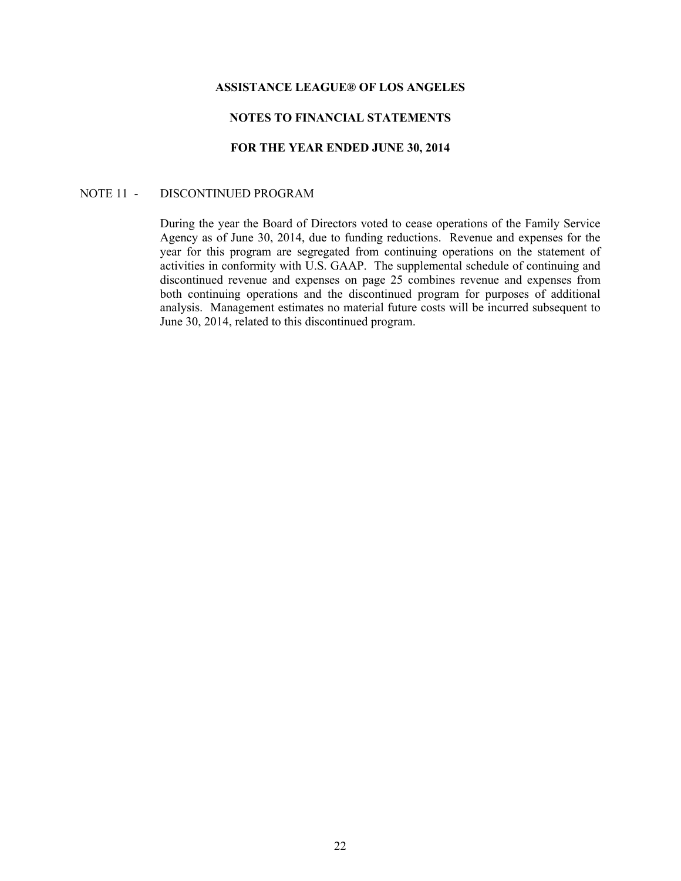# ASSISTANCE LEAGUE® OF LOS ANGELES

## NOTES TO FINANCIAL STATEMENTS

## FOR THE YEAR ENDED JUNE 30, 2014

NOTE 11 - DISCONTINUED PROGRAM

During the year the Board of Directors voted to cease operations of the Family Service Agency as of June 30, 2014, due to funding reductions. Revenue and expenses for the year for this program are segregated from continuing operations on the statement of activities in conformity with U.S. GAAP. The supplemental schedule of continuing and discontinued revenue and expenses on page 25 combines revenue and expenses from both continuing operations and the discontinued program for purposes of additional analysis. Management estimates no material future costs will be incurred subsequent to June 30, 2014, related to this discontinued program.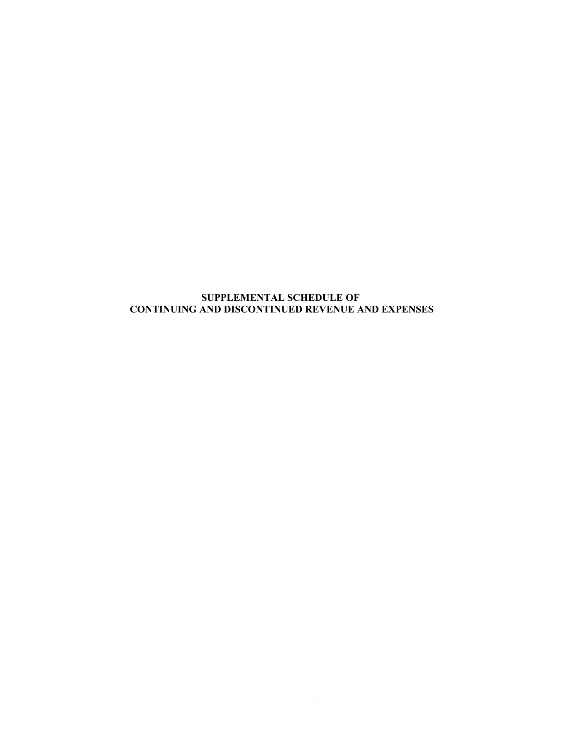# SUPPLEMENTAL SCHEDULE OF CONTINUING AND DISCONTINUED REVENUE AND EXPENSES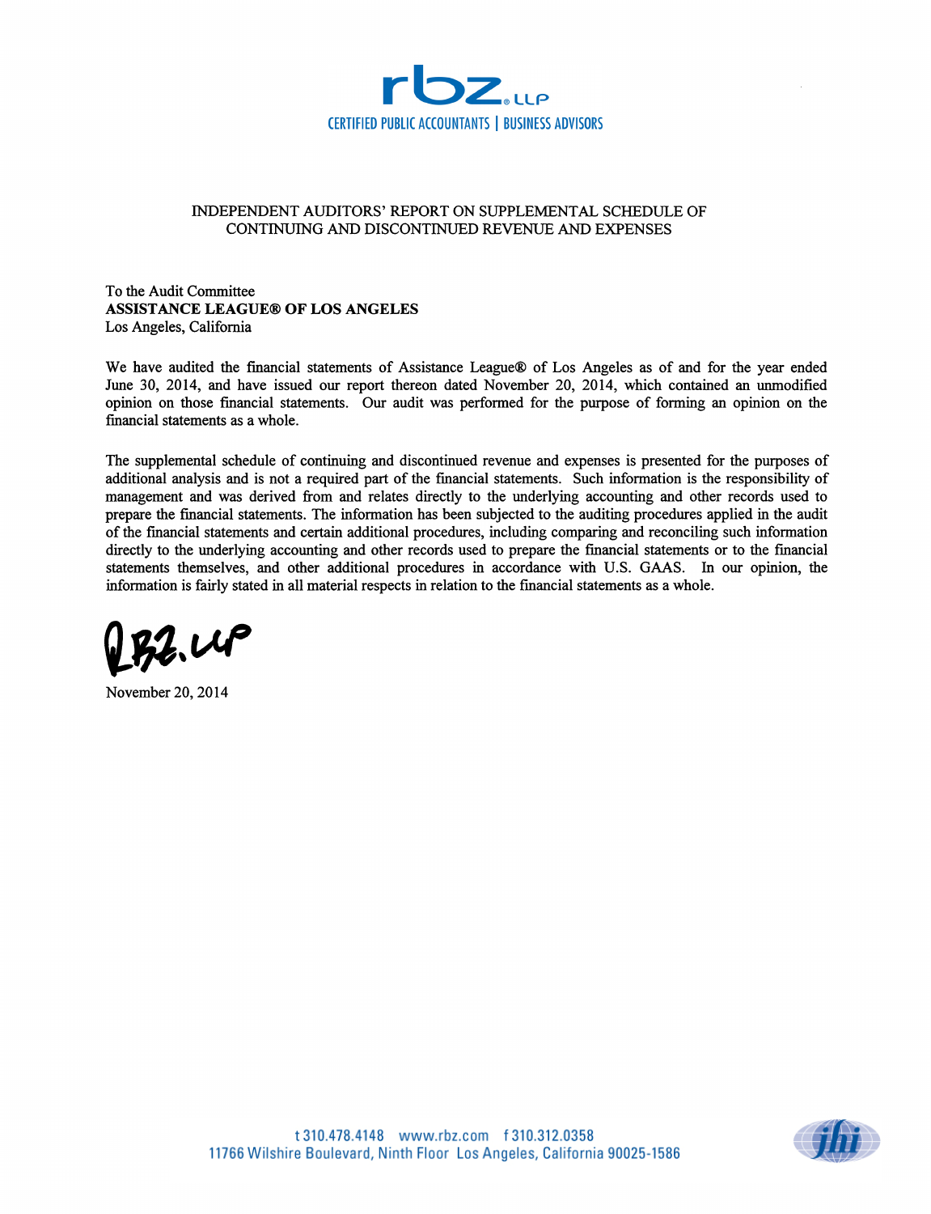rbz LLP
CERTIFIED PUBLIC ACCOUNTANTS | BUSINESS ADVISORS

## INDEPENDENT AUDITORS' REPORT ON SUPPLEMENTAL SCHEDULE OF CONTINUING AND DISCONTINUED REVENUE AND EXPENSES

To the Audit Committee
**ASSISTANCE LEAGUE® OF LOS ANGELES**
Los Angeles, California

We have audited the financial statements of Assistance League® of Los Angeles as of and for the year ended June 30, 2014, and have issued our report thereon dated November 20, 2014, which contained an unmodified opinion on those financial statements. Our audit was performed for the purpose of forming an opinion on the financial statements as a whole.

The supplemental schedule of continuing and discontinued revenue and expenses is presented for the purposes of additional analysis and is not a required part of the financial statements. Such information is the responsibility of management and was derived from and relates directly to the underlying accounting and other records used to prepare the financial statements. The information has been subjected to the auditing procedures applied in the audit of the financial statements and certain additional procedures, including comparing and reconciling such information directly to the underlying accounting and other records used to prepare the financial statements or to the financial statements themselves, and other additional procedures in accordance with U.S. GAAS. In our opinion, the information is fairly stated in all material respects in relation to the financial statements as a whole.

RBZ, LLP

November 20, 2014

t 310.478.4148 www.rbz.com f 310.312.0358
11766 Wilshire Boulevard, Ninth Floor Los Angeles, California 90025-1586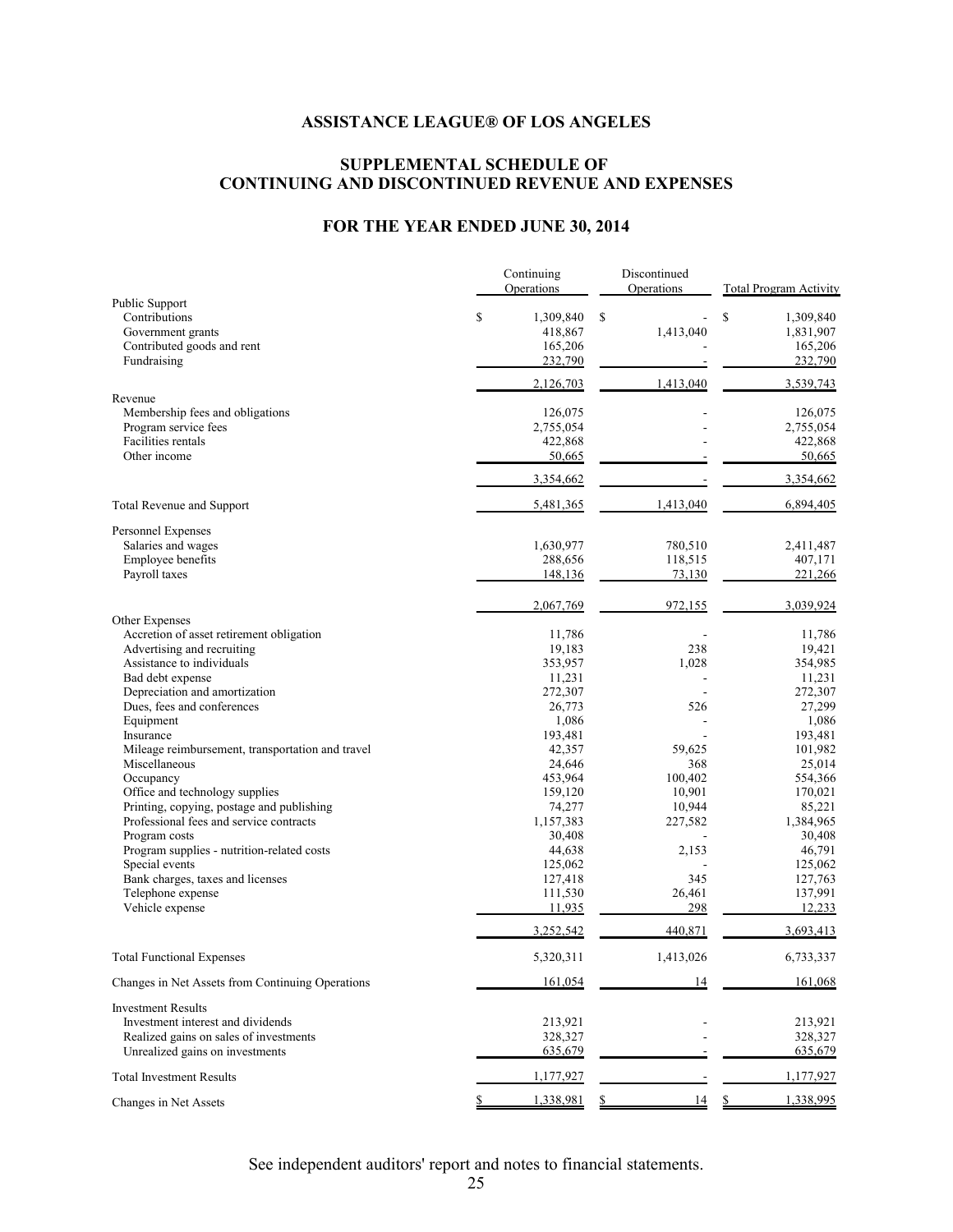# ASSISTANCE LEAGUE® OF LOS ANGELES

## SUPPLEMENTAL SCHEDULE OF CONTINUING AND DISCONTINUED REVENUE AND EXPENSES

### FOR THE YEAR ENDED JUNE 30, 2014

| | Continuing Operations | Discontinued Operations | Total Program Activity |
|---|---|---|---|
| Public Support | | | |
| Contributions | $ 1,309,840 | $ - | $ 1,309,840 |
| Government grants | 418,867 | 1,413,040 | 1,831,907 |
| Contributed goods and rent | 165,206 | - | 165,206 |
| Fundraising | 232,790 | - | 232,790 |
| | 2,126,703 | 1,413,040 | 3,539,743 |
| Revenue | | | |
| Membership fees and obligations | 126,075 | - | 126,075 |
| Program service fees | 2,755,054 | - | 2,755,054 |
| Facilities rentals | 422,868 | - | 422,868 |
| Other income | 50,665 | - | 50,665 |
| | 3,354,662 | - | 3,354,662 |
| Total Revenue and Support | 5,481,365 | 1,413,040 | 6,894,405 |
| Personnel Expenses | | | |
| Salaries and wages | 1,630,977 | 780,510 | 2,411,487 |
| Employee benefits | 288,656 | 118,515 | 407,171 |
| Payroll taxes | 148,136 | 73,130 | 221,266 |
| | 2,067,769 | 972,155 | 3,039,924 |
| Other Expenses | | | |
| Accretion of asset retirement obligation | 11,786 | - | 11,786 |
| Advertising and recruiting | 19,183 | 238 | 19,421 |
| Assistance to individuals | 353,957 | 1,028 | 354,985 |
| Bad debt expense | 11,231 | - | 11,231 |
| Depreciation and amortization | 272,307 | - | 272,307 |
| Dues, fees and conferences | 26,773 | 526 | 27,299 |
| Equipment | 1,086 | - | 1,086 |
| Insurance | 193,481 | - | 193,481 |
| Mileage reimbursement, transportation and travel | 42,357 | 59,625 | 101,982 |
| Miscellaneous | 24,646 | 368 | 25,014 |
| Occupancy | 453,964 | 100,402 | 554,366 |
| Office and technology supplies | 159,120 | 10,901 | 170,021 |
| Printing, copying, postage and publishing | 74,277 | 10,944 | 85,221 |
| Professional fees and service contracts | 1,157,383 | 227,582 | 1,384,965 |
| Program costs | 30,408 | - | 30,408 |
| Program supplies - nutrition-related costs | 44,638 | 2,153 | 46,791 |
| Special events | 125,062 | - | 125,062 |
| Bank charges, taxes and licenses | 127,418 | 345 | 127,763 |
| Telephone expense | 111,530 | 26,461 | 137,991 |
| Vehicle expense | 11,935 | 298 | 12,233 |
| | 3,252,542 | 440,871 | 3,693,413 |
| Total Functional Expenses | 5,320,311 | 1,413,026 | 6,733,337 |
| Changes in Net Assets from Continuing Operations | 161,054 | 14 | 161,068 |
| Investment Results | | | |
| Investment interest and dividends | 213,921 | - | 213,921 |
| Realized gains on sales of investments | 328,327 | - | 328,327 |
| Unrealized gains on investments | 635,679 | - | 635,679 |
| Total Investment Results | 1,177,927 | - | 1,177,927 |
| Changes in Net Assets | $ 1,338,981 | $ 14 | $ 1,338,995 |

See independent auditors' report and notes to financial statements.